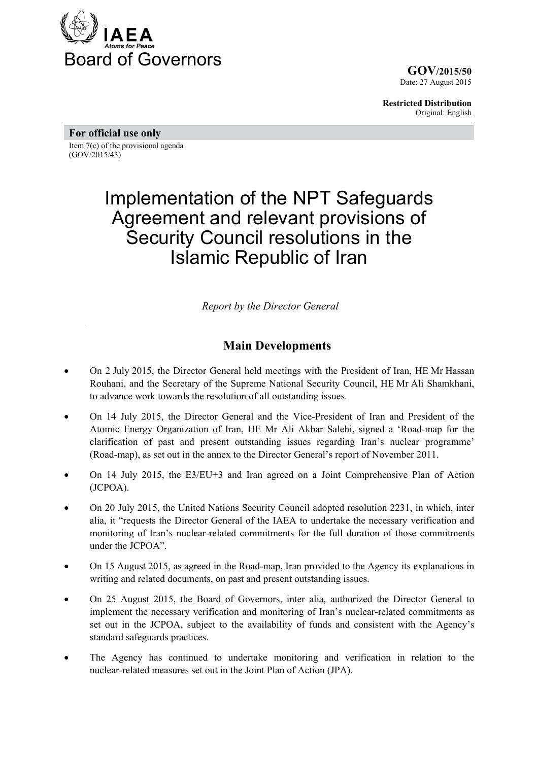IAEA
*Atoms for Peace*

# Board of Governors

**GOV/2015/50**
Date: 27 August 2015

**Restricted Distribution**
Original: English

**For official use only**

Item 7(c) of the provisional agenda
(GOV/2015/43)

# Implementation of the NPT Safeguards Agreement and relevant provisions of Security Council resolutions in the Islamic Republic of Iran

*Report by the Director General*

## Main Developments

- On 2 July 2015, the Director General held meetings with the President of Iran, HE Mr Hassan Rouhani, and the Secretary of the Supreme National Security Council, HE Mr Ali Shamkhani, to advance work towards the resolution of all outstanding issues.
- On 14 July 2015, the Director General and the Vice-President of Iran and President of the Atomic Energy Organization of Iran, HE Mr Ali Akbar Salehi, signed a 'Road-map for the clarification of past and present outstanding issues regarding Iran's nuclear programme' (Road-map), as set out in the annex to the Director General's report of November 2011.
- On 14 July 2015, the E3/EU+3 and Iran agreed on a Joint Comprehensive Plan of Action (JCPOA).
- On 20 July 2015, the United Nations Security Council adopted resolution 2231, in which, inter alia, it "requests the Director General of the IAEA to undertake the necessary verification and monitoring of Iran's nuclear-related commitments for the full duration of those commitments under the JCPOA".
- On 15 August 2015, as agreed in the Road-map, Iran provided to the Agency its explanations in writing and related documents, on past and present outstanding issues.
- On 25 August 2015, the Board of Governors, inter alia, authorized the Director General to implement the necessary verification and monitoring of Iran's nuclear-related commitments as set out in the JCPOA, subject to the availability of funds and consistent with the Agency's standard safeguards practices.
- The Agency has continued to undertake monitoring and verification in relation to the nuclear-related measures set out in the Joint Plan of Action (JPA).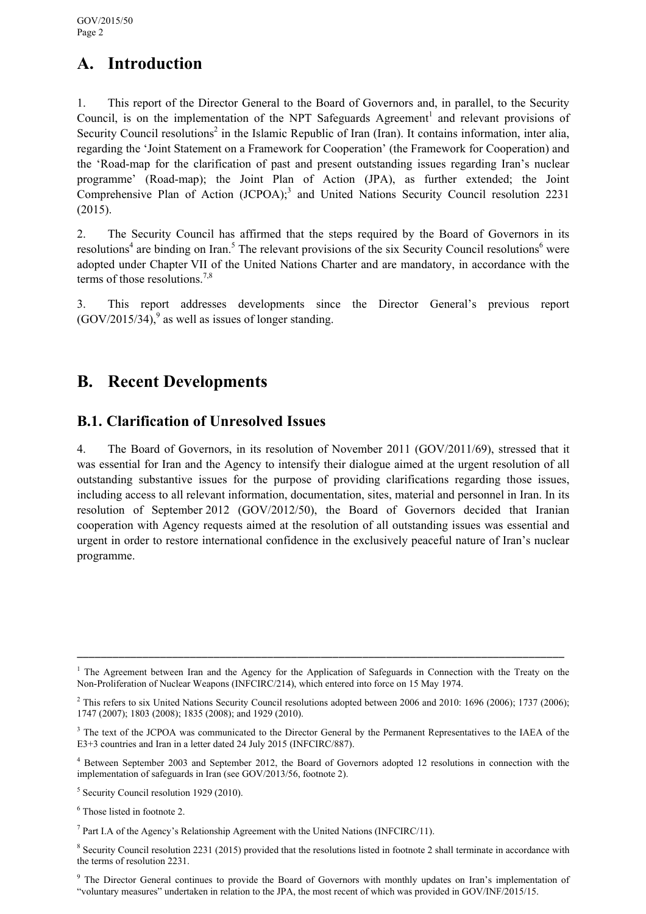## A. Introduction

1. This report of the Director General to the Board of Governors and, in parallel, to the Security Council, is on the implementation of the NPT Safeguards Agreement[1] and relevant provisions of Security Council resolutions[2] in the Islamic Republic of Iran (Iran). It contains information, inter alia, regarding the 'Joint Statement on a Framework for Cooperation' (the Framework for Cooperation) and the 'Road-map for the clarification of past and present outstanding issues regarding Iran's nuclear programme' (Road-map); the Joint Plan of Action (JPA), as further extended; the Joint Comprehensive Plan of Action (JCPOA);[3] and United Nations Security Council resolution 2231 (2015).

2. The Security Council has affirmed that the steps required by the Board of Governors in its resolutions[4] are binding on Iran.[5] The relevant provisions of the six Security Council resolutions[6] were adopted under Chapter VII of the United Nations Charter and are mandatory, in accordance with the terms of those resolutions.[7,8]

3. This report addresses developments since the Director General's previous report (GOV/2015/34),[9] as well as issues of longer standing.

## B. Recent Developments

### B.1. Clarification of Unresolved Issues

4. The Board of Governors, in its resolution of November 2011 (GOV/2011/69), stressed that it was essential for Iran and the Agency to intensify their dialogue aimed at the urgent resolution of all outstanding substantive issues for the purpose of providing clarifications regarding those issues, including access to all relevant information, documentation, sites, material and personnel in Iran. In its resolution of September 2012 (GOV/2012/50), the Board of Governors decided that Iranian cooperation with Agency requests aimed at the resolution of all outstanding issues was essential and urgent in order to restore international confidence in the exclusively peaceful nature of Iran's nuclear programme.

---

[1] The Agreement between Iran and the Agency for the Application of Safeguards in Connection with the Treaty on the Non-Proliferation of Nuclear Weapons (INFCIRC/214), which entered into force on 15 May 1974.

[2] This refers to six United Nations Security Council resolutions adopted between 2006 and 2010: 1696 (2006); 1737 (2006); 1747 (2007); 1803 (2008); 1835 (2008); and 1929 (2010).

[3] The text of the JCPOA was communicated to the Director General by the Permanent Representatives to the IAEA of the E3+3 countries and Iran in a letter dated 24 July 2015 (INFCIRC/887).

[4] Between September 2003 and September 2012, the Board of Governors adopted 12 resolutions in connection with the implementation of safeguards in Iran (see GOV/2013/56, footnote 2).

[5] Security Council resolution 1929 (2010).

[6] Those listed in footnote 2.

[7] Part I.A of the Agency's Relationship Agreement with the United Nations (INFCIRC/11).

[8] Security Council resolution 2231 (2015) provided that the resolutions listed in footnote 2 shall terminate in accordance with the terms of resolution 2231.

[9] The Director General continues to provide the Board of Governors with monthly updates on Iran's implementation of "voluntary measures" undertaken in relation to the JPA, the most recent of which was provided in GOV/INF/2015/15.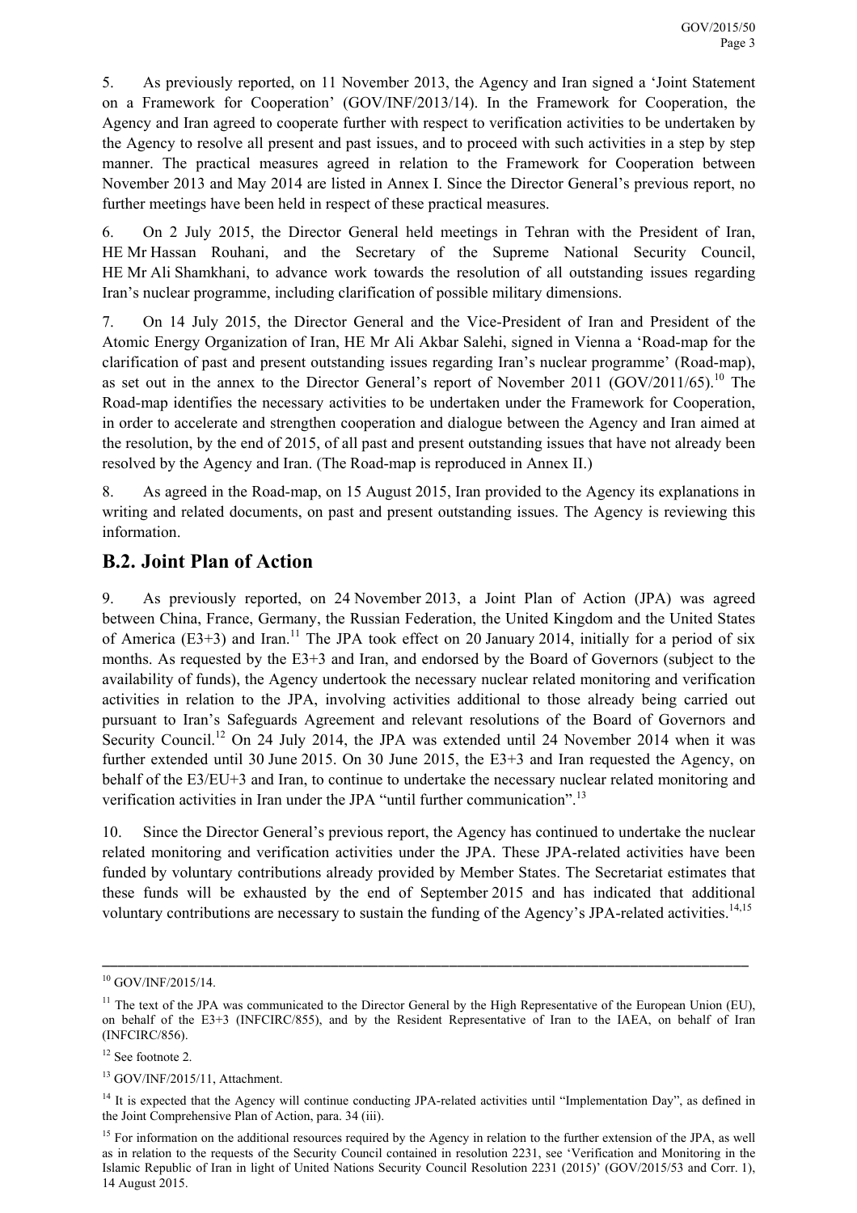5. As previously reported, on 11 November 2013, the Agency and Iran signed a 'Joint Statement on a Framework for Cooperation' (GOV/INF/2013/14). In the Framework for Cooperation, the Agency and Iran agreed to cooperate further with respect to verification activities to be undertaken by the Agency to resolve all present and past issues, and to proceed with such activities in a step by step manner. The practical measures agreed in relation to the Framework for Cooperation between November 2013 and May 2014 are listed in Annex I. Since the Director General's previous report, no further meetings have been held in respect of these practical measures.

6. On 2 July 2015, the Director General held meetings in Tehran with the President of Iran, HE Mr Hassan Rouhani, and the Secretary of the Supreme National Security Council, HE Mr Ali Shamkhani, to advance work towards the resolution of all outstanding issues regarding Iran's nuclear programme, including clarification of possible military dimensions.

7. On 14 July 2015, the Director General and the Vice-President of Iran and President of the Atomic Energy Organization of Iran, HE Mr Ali Akbar Salehi, signed in Vienna a 'Road-map for the clarification of past and present outstanding issues regarding Iran's nuclear programme' (Road-map), as set out in the annex to the Director General's report of November 2011 (GOV/2011/65).[10] The Road-map identifies the necessary activities to be undertaken under the Framework for Cooperation, in order to accelerate and strengthen cooperation and dialogue between the Agency and Iran aimed at the resolution, by the end of 2015, of all past and present outstanding issues that have not already been resolved by the Agency and Iran. (The Road-map is reproduced in Annex II.)

8. As agreed in the Road-map, on 15 August 2015, Iran provided to the Agency its explanations in writing and related documents, on past and present outstanding issues. The Agency is reviewing this information.

## B.2. Joint Plan of Action

9. As previously reported, on 24 November 2013, a Joint Plan of Action (JPA) was agreed between China, France, Germany, the Russian Federation, the United Kingdom and the United States of America (E3+3) and Iran.[11] The JPA took effect on 20 January 2014, initially for a period of six months. As requested by the E3+3 and Iran, and endorsed by the Board of Governors (subject to the availability of funds), the Agency undertook the necessary nuclear related monitoring and verification activities in relation to the JPA, involving activities additional to those already being carried out pursuant to Iran's Safeguards Agreement and relevant resolutions of the Board of Governors and Security Council.[12] On 24 July 2014, the JPA was extended until 24 November 2014 when it was further extended until 30 June 2015. On 30 June 2015, the E3+3 and Iran requested the Agency, on behalf of the E3/EU+3 and Iran, to continue to undertake the necessary nuclear related monitoring and verification activities in Iran under the JPA "until further communication".[13]

10. Since the Director General's previous report, the Agency has continued to undertake the nuclear related monitoring and verification activities under the JPA. These JPA-related activities have been funded by voluntary contributions already provided by Member States. The Secretariat estimates that these funds will be exhausted by the end of September 2015 and has indicated that additional voluntary contributions are necessary to sustain the funding of the Agency's JPA-related activities.[14,15]

---

[10] GOV/INF/2015/14.

[11] The text of the JPA was communicated to the Director General by the High Representative of the European Union (EU), on behalf of the E3+3 (INFCIRC/855), and by the Resident Representative of Iran to the IAEA, on behalf of Iran (INFCIRC/856).

[12] See footnote 2.

[13] GOV/INF/2015/11, Attachment.

[14] It is expected that the Agency will continue conducting JPA-related activities until "Implementation Day", as defined in the Joint Comprehensive Plan of Action, para. 34 (iii).

[15] For information on the additional resources required by the Agency in relation to the further extension of the JPA, as well as in relation to the requests of the Security Council contained in resolution 2231, see 'Verification and Monitoring in the Islamic Republic of Iran in light of United Nations Security Council Resolution 2231 (2015)' (GOV/2015/53 and Corr. 1), 14 August 2015.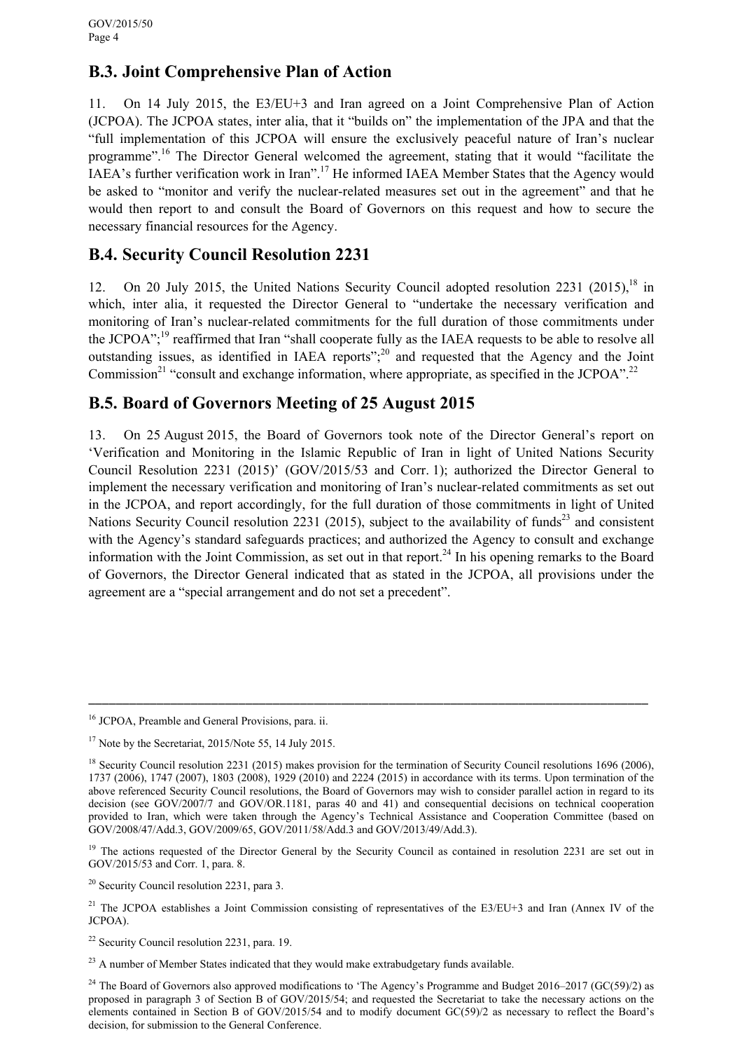## B.3. Joint Comprehensive Plan of Action

11. On 14 July 2015, the E3/EU+3 and Iran agreed on a Joint Comprehensive Plan of Action (JCPOA). The JCPOA states, inter alia, that it "builds on" the implementation of the JPA and that the "full implementation of this JCPOA will ensure the exclusively peaceful nature of Iran's nuclear programme".[16] The Director General welcomed the agreement, stating that it would "facilitate the IAEA's further verification work in Iran".[17] He informed IAEA Member States that the Agency would be asked to "monitor and verify the nuclear-related measures set out in the agreement" and that he would then report to and consult the Board of Governors on this request and how to secure the necessary financial resources for the Agency.

## B.4. Security Council Resolution 2231

12. On 20 July 2015, the United Nations Security Council adopted resolution 2231 (2015),[18] in which, inter alia, it requested the Director General to "undertake the necessary verification and monitoring of Iran's nuclear-related commitments for the full duration of those commitments under the JCPOA";[19] reaffirmed that Iran "shall cooperate fully as the IAEA requests to be able to resolve all outstanding issues, as identified in IAEA reports";[20] and requested that the Agency and the Joint Commission[21] "consult and exchange information, where appropriate, as specified in the JCPOA".[22]

## B.5. Board of Governors Meeting of 25 August 2015

13. On 25 August 2015, the Board of Governors took note of the Director General's report on 'Verification and Monitoring in the Islamic Republic of Iran in light of United Nations Security Council Resolution 2231 (2015)' (GOV/2015/53 and Corr. 1); authorized the Director General to implement the necessary verification and monitoring of Iran's nuclear-related commitments as set out in the JCPOA, and report accordingly, for the full duration of those commitments in light of United Nations Security Council resolution 2231 (2015), subject to the availability of funds[23] and consistent with the Agency's standard safeguards practices; and authorized the Agency to consult and exchange information with the Joint Commission, as set out in that report.[24] In his opening remarks to the Board of Governors, the Director General indicated that as stated in the JCPOA, all provisions under the agreement are a "special arrangement and do not set a precedent".

---

[16] JCPOA, Preamble and General Provisions, para. ii.

[17] Note by the Secretariat, 2015/Note 55, 14 July 2015.

[18] Security Council resolution 2231 (2015) makes provision for the termination of Security Council resolutions 1696 (2006), 1737 (2006), 1747 (2007), 1803 (2008), 1929 (2010) and 2224 (2015) in accordance with its terms. Upon termination of the above referenced Security Council resolutions, the Board of Governors may wish to consider parallel action in regard to its decision (see GOV/2007/7 and GOV/OR.1181, paras 40 and 41) and consequential decisions on technical cooperation provided to Iran, which were taken through the Agency's Technical Assistance and Cooperation Committee (based on GOV/2008/47/Add.3, GOV/2009/65, GOV/2011/58/Add.3 and GOV/2013/49/Add.3).

[19] The actions requested of the Director General by the Security Council as contained in resolution 2231 are set out in GOV/2015/53 and Corr. 1, para. 8.

[20] Security Council resolution 2231, para 3.

[21] The JCPOA establishes a Joint Commission consisting of representatives of the E3/EU+3 and Iran (Annex IV of the JCPOA).

[22] Security Council resolution 2231, para. 19.

[23] A number of Member States indicated that they would make extrabudgetary funds available.

[24] The Board of Governors also approved modifications to 'The Agency's Programme and Budget 2016–2017 (GC(59)/2) as proposed in paragraph 3 of Section B of GOV/2015/54; and requested the Secretariat to take the necessary actions on the elements contained in Section B of GOV/2015/54 and to modify document GC(59)/2 as necessary to reflect the Board's decision, for submission to the General Conference.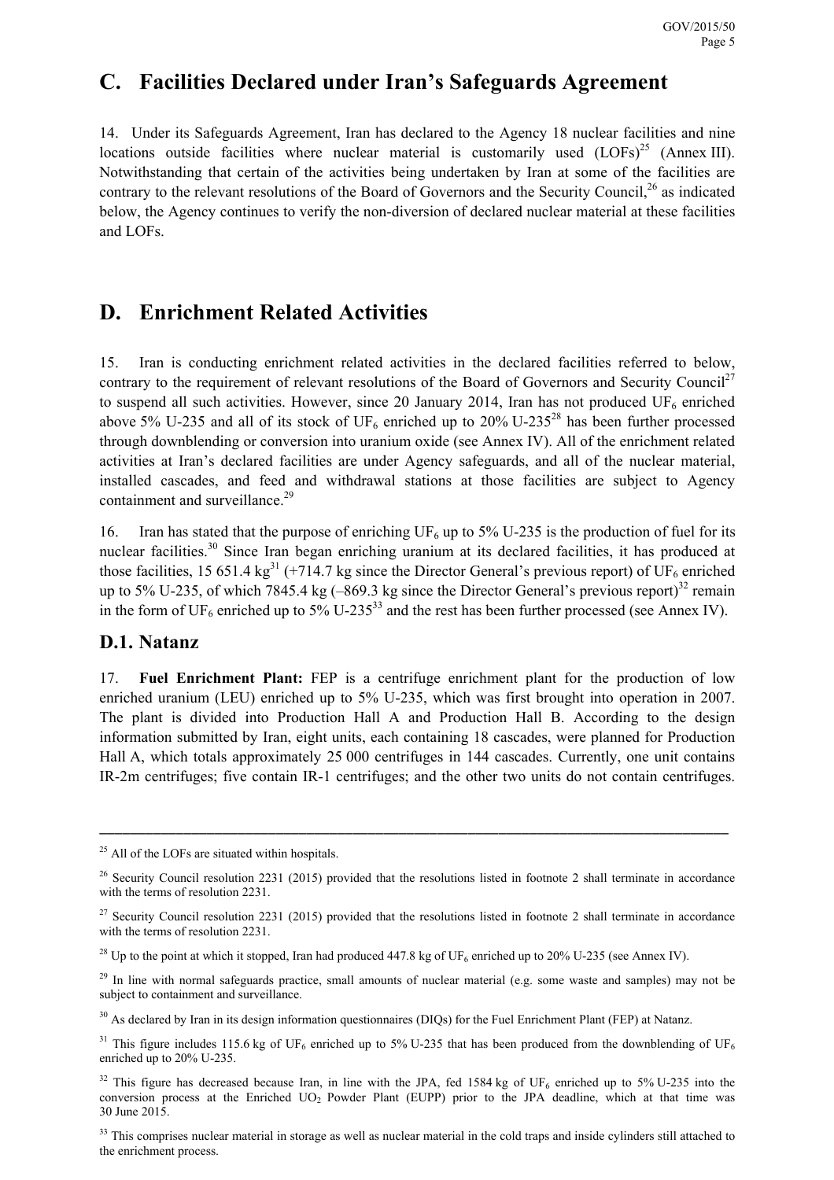## C. Facilities Declared under Iran's Safeguards Agreement

14. Under its Safeguards Agreement, Iran has declared to the Agency 18 nuclear facilities and nine locations outside facilities where nuclear material is customarily used (LOFs)[25] (Annex III). Notwithstanding that certain of the activities being undertaken by Iran at some of the facilities are contrary to the relevant resolutions of the Board of Governors and the Security Council,[26] as indicated below, the Agency continues to verify the non-diversion of declared nuclear material at these facilities and LOFs.

## D. Enrichment Related Activities

15. Iran is conducting enrichment related activities in the declared facilities referred to below, contrary to the requirement of relevant resolutions of the Board of Governors and Security Council[27] to suspend all such activities. However, since 20 January 2014, Iran has not produced $UF_6$ enriched above 5% U-235 and all of its stock of $UF_6$ enriched up to 20% U-235[28] has been further processed through downblending or conversion into uranium oxide (see Annex IV). All of the enrichment related activities at Iran's declared facilities are under Agency safeguards, and all of the nuclear material, installed cascades, and feed and withdrawal stations at those facilities are subject to Agency containment and surveillance.[29]

16. Iran has stated that the purpose of enriching $UF_6$ up to 5% U-235 is the production of fuel for its nuclear facilities.[30] Since Iran began enriching uranium at its declared facilities, it has produced at those facilities, 15 651.4 kg[31] (+714.7 kg since the Director General's previous report) of $UF_6$ enriched up to 5% U-235, of which 7845.4 kg (–869.3 kg since the Director General's previous report)[32] remain in the form of $UF_6$ enriched up to 5% U-235[33] and the rest has been further processed (see Annex IV).

### D.1. Natanz

17. **Fuel Enrichment Plant:** FEP is a centrifuge enrichment plant for the production of low enriched uranium (LEU) enriched up to 5% U-235, which was first brought into operation in 2007. The plant is divided into Production Hall A and Production Hall B. According to the design information submitted by Iran, eight units, each containing 18 cascades, were planned for Production Hall A, which totals approximately 25 000 centrifuges in 144 cascades. Currently, one unit contains IR-2m centrifuges; five contain IR-1 centrifuges; and the other two units do not contain centrifuges.

---

[25] All of the LOFs are situated within hospitals.

[26] Security Council resolution 2231 (2015) provided that the resolutions listed in footnote 2 shall terminate in accordance with the terms of resolution 2231.

[27] Security Council resolution 2231 (2015) provided that the resolutions listed in footnote 2 shall terminate in accordance with the terms of resolution 2231.

[28] Up to the point at which it stopped, Iran had produced 447.8 kg of $UF_6$ enriched up to 20% U-235 (see Annex IV).

[29] In line with normal safeguards practice, small amounts of nuclear material (e.g. some waste and samples) may not be subject to containment and surveillance.

[30] As declared by Iran in its design information questionnaires (DIQs) for the Fuel Enrichment Plant (FEP) at Natanz.

[31] This figure includes 115.6 kg of $UF_6$ enriched up to 5% U-235 that has been produced from the downblending of $UF_6$ enriched up to 20% U-235.

[32] This figure has decreased because Iran, in line with the JPA, fed 1584 kg of $UF_6$ enriched up to 5% U-235 into the conversion process at the Enriched $UO_2$ Powder Plant (EUPP) prior to the JPA deadline, which at that time was 30 June 2015.

[33] This comprises nuclear material in storage as well as nuclear material in the cold traps and inside cylinders still attached to the enrichment process.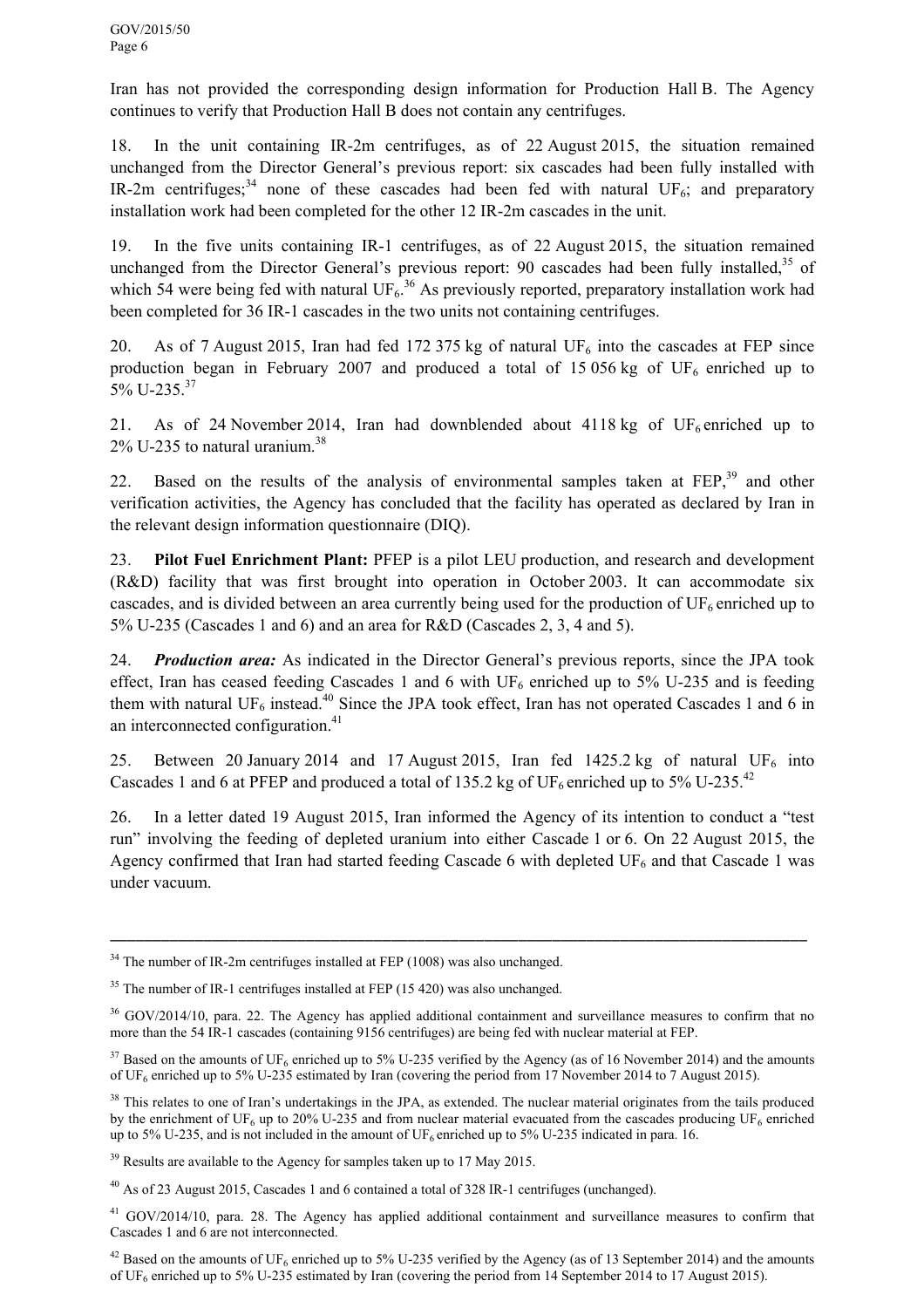Iran has not provided the corresponding design information for Production Hall B. The Agency continues to verify that Production Hall B does not contain any centrifuges.

18. In the unit containing IR-2m centrifuges, as of 22 August 2015, the situation remained unchanged from the Director General's previous report: six cascades had been fully installed with IR-2m centrifuges;[34] none of these cascades had been fed with natural $UF_6$; and preparatory installation work had been completed for the other 12 IR-2m cascades in the unit.

19. In the five units containing IR-1 centrifuges, as of 22 August 2015, the situation remained unchanged from the Director General's previous report: 90 cascades had been fully installed,[35] of which 54 were being fed with natural $UF_6$.[36] As previously reported, preparatory installation work had been completed for 36 IR-1 cascades in the two units not containing centrifuges.

20. As of 7 August 2015, Iran had fed 172 375 kg of natural $UF_6$ into the cascades at FEP since production began in February 2007 and produced a total of 15 056 kg of $UF_6$ enriched up to 5% U-235.[37]

21. As of 24 November 2014, Iran had downblended about 4118 kg of $UF_6$ enriched up to 2% U-235 to natural uranium.[38]

22. Based on the results of the analysis of environmental samples taken at FEP,[39] and other verification activities, the Agency has concluded that the facility has operated as declared by Iran in the relevant design information questionnaire (DIQ).

23. **Pilot Fuel Enrichment Plant:** PFEP is a pilot LEU production, and research and development (R&D) facility that was first brought into operation in October 2003. It can accommodate six cascades, and is divided between an area currently being used for the production of $UF_6$ enriched up to 5% U-235 (Cascades 1 and 6) and an area for R&D (Cascades 2, 3, 4 and 5).

24. ***Production area:*** As indicated in the Director General's previous reports, since the JPA took effect, Iran has ceased feeding Cascades 1 and 6 with $UF_6$ enriched up to 5% U-235 and is feeding them with natural $UF_6$ instead.[40] Since the JPA took effect, Iran has not operated Cascades 1 and 6 in an interconnected configuration.[41]

25. Between 20 January 2014 and 17 August 2015, Iran fed 1425.2 kg of natural $UF_6$ into Cascades 1 and 6 at PFEP and produced a total of 135.2 kg of $UF_6$ enriched up to 5% U-235.[42]

26. In a letter dated 19 August 2015, Iran informed the Agency of its intention to conduct a "test run" involving the feeding of depleted uranium into either Cascade 1 or 6. On 22 August 2015, the Agency confirmed that Iran had started feeding Cascade 6 with depleted $UF_6$ and that Cascade 1 was under vacuum.

---

[34] The number of IR-2m centrifuges installed at FEP (1008) was also unchanged.

[35] The number of IR-1 centrifuges installed at FEP (15 420) was also unchanged.

[36] GOV/2014/10, para. 22. The Agency has applied additional containment and surveillance measures to confirm that no more than the 54 IR-1 cascades (containing 9156 centrifuges) are being fed with nuclear material at FEP.

[37] Based on the amounts of $UF_6$ enriched up to 5% U-235 verified by the Agency (as of 16 November 2014) and the amounts of $UF_6$ enriched up to 5% U-235 estimated by Iran (covering the period from 17 November 2014 to 7 August 2015).

[38] This relates to one of Iran's undertakings in the JPA, as extended. The nuclear material originates from the tails produced by the enrichment of $UF_6$ up to 20% U-235 and from nuclear material evacuated from the cascades producing $UF_6$ enriched up to 5% U-235, and is not included in the amount of $UF_6$ enriched up to 5% U-235 indicated in para. 16.

[39] Results are available to the Agency for samples taken up to 17 May 2015.

[40] As of 23 August 2015, Cascades 1 and 6 contained a total of 328 IR-1 centrifuges (unchanged).

[41] GOV/2014/10, para. 28. The Agency has applied additional containment and surveillance measures to confirm that Cascades 1 and 6 are not interconnected.

[42] Based on the amounts of $UF_6$ enriched up to 5% U-235 verified by the Agency (as of 13 September 2014) and the amounts of $UF_6$ enriched up to 5% U-235 estimated by Iran (covering the period from 14 September 2014 to 17 August 2015).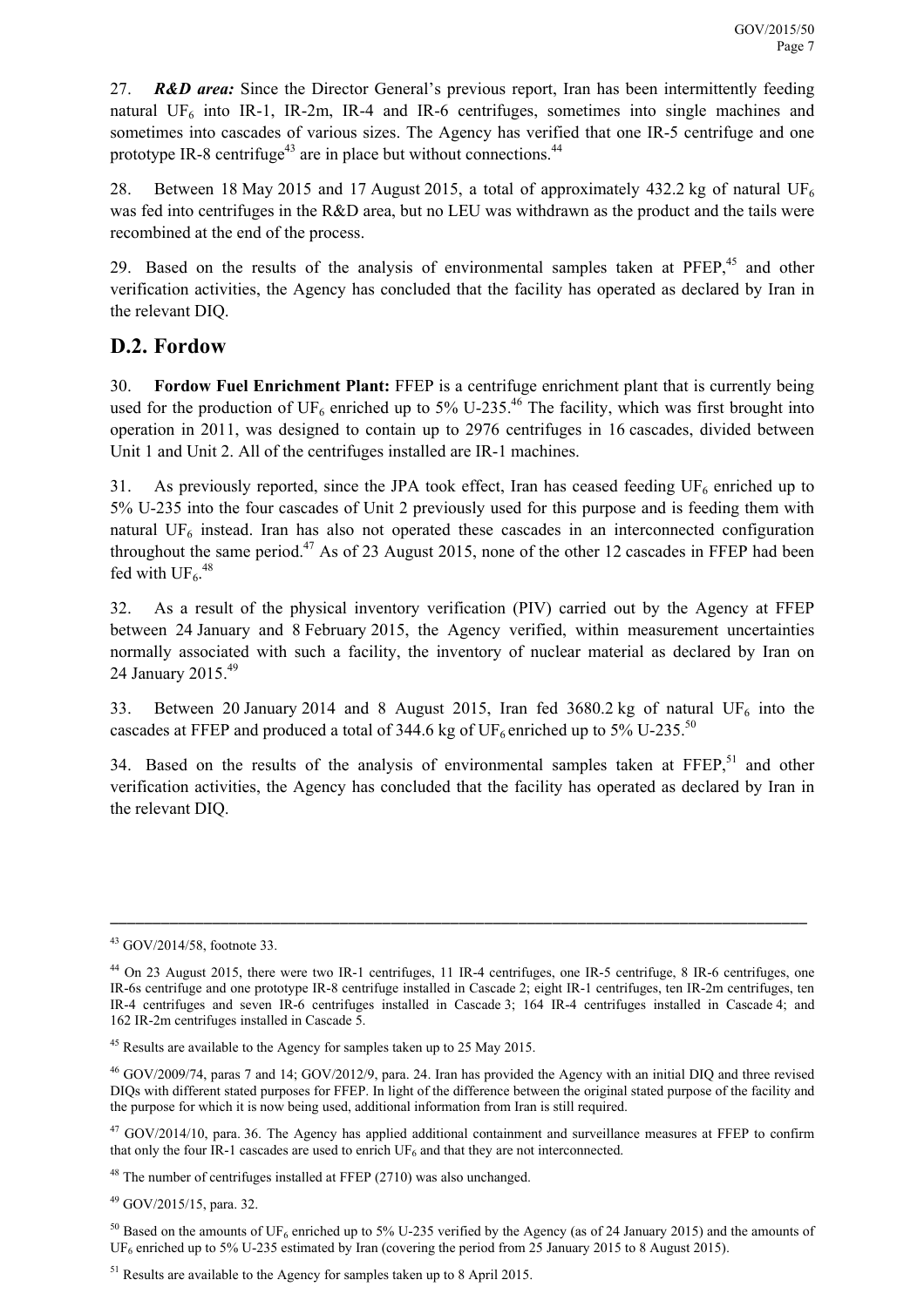27. ***R&D area:*** Since the Director General's previous report, Iran has been intermittently feeding natural $UF_6$ into IR-1, IR-2m, IR-4 and IR-6 centrifuges, sometimes into single machines and sometimes into cascades of various sizes. The Agency has verified that one IR-5 centrifuge and one prototype IR-8 centrifuge[43] are in place but without connections.[44]

28. Between 18 May 2015 and 17 August 2015, a total of approximately 432.2 kg of natural $UF_6$ was fed into centrifuges in the R&D area, but no LEU was withdrawn as the product and the tails were recombined at the end of the process.

29. Based on the results of the analysis of environmental samples taken at PFEP,[45] and other verification activities, the Agency has concluded that the facility has operated as declared by Iran in the relevant DIQ.

## D.2. Fordow

30. **Fordow Fuel Enrichment Plant:** FFEP is a centrifuge enrichment plant that is currently being used for the production of $UF_6$ enriched up to 5% U-235.[46] The facility, which was first brought into operation in 2011, was designed to contain up to 2976 centrifuges in 16 cascades, divided between Unit 1 and Unit 2. All of the centrifuges installed are IR-1 machines.

31. As previously reported, since the JPA took effect, Iran has ceased feeding $UF_6$ enriched up to 5% U-235 into the four cascades of Unit 2 previously used for this purpose and is feeding them with natural $UF_6$ instead. Iran has also not operated these cascades in an interconnected configuration throughout the same period.[47] As of 23 August 2015, none of the other 12 cascades in FFEP had been fed with $UF_6$.[48]

32. As a result of the physical inventory verification (PIV) carried out by the Agency at FFEP between 24 January and 8 February 2015, the Agency verified, within measurement uncertainties normally associated with such a facility, the inventory of nuclear material as declared by Iran on 24 January 2015.[49]

33. Between 20 January 2014 and 8 August 2015, Iran fed 3680.2 kg of natural $UF_6$ into the cascades at FFEP and produced a total of 344.6 kg of $UF_6$ enriched up to 5% U-235.[50]

34. Based on the results of the analysis of environmental samples taken at FFEP,[51] and other verification activities, the Agency has concluded that the facility has operated as declared by Iran in the relevant DIQ.

---

[43] GOV/2014/58, footnote 33.

[44] On 23 August 2015, there were two IR-1 centrifuges, 11 IR-4 centrifuges, one IR-5 centrifuge, 8 IR-6 centrifuges, one IR-6s centrifuge and one prototype IR-8 centrifuge installed in Cascade 2; eight IR-1 centrifuges, ten IR-2m centrifuges, ten IR-4 centrifuges and seven IR-6 centrifuges installed in Cascade 3; 164 IR-4 centrifuges installed in Cascade 4; and 162 IR-2m centrifuges installed in Cascade 5.

[45] Results are available to the Agency for samples taken up to 25 May 2015.

[46] GOV/2009/74, paras 7 and 14; GOV/2012/9, para. 24. Iran has provided the Agency with an initial DIQ and three revised DIQs with different stated purposes for FFEP. In light of the difference between the original stated purpose of the facility and the purpose for which it is now being used, additional information from Iran is still required.

[47] GOV/2014/10, para. 36. The Agency has applied additional containment and surveillance measures at FFEP to confirm that only the four IR-1 cascades are used to enrich $UF_6$ and that they are not interconnected.

[48] The number of centrifuges installed at FFEP (2710) was also unchanged.

[49] GOV/2015/15, para. 32.

[50] Based on the amounts of $UF_6$ enriched up to 5% U-235 verified by the Agency (as of 24 January 2015) and the amounts of $UF_6$ enriched up to 5% U-235 estimated by Iran (covering the period from 25 January 2015 to 8 August 2015).

[51] Results are available to the Agency for samples taken up to 8 April 2015.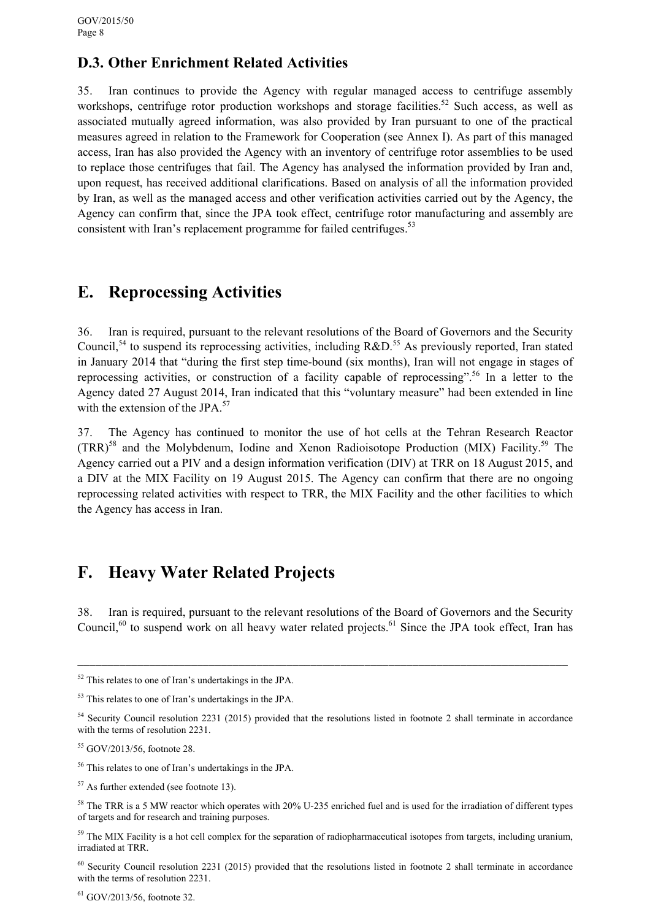## D.3. Other Enrichment Related Activities

35. Iran continues to provide the Agency with regular managed access to centrifuge assembly workshops, centrifuge rotor production workshops and storage facilities.[52] Such access, as well as associated mutually agreed information, was also provided by Iran pursuant to one of the practical measures agreed in relation to the Framework for Cooperation (see Annex I). As part of this managed access, Iran has also provided the Agency with an inventory of centrifuge rotor assemblies to be used to replace those centrifuges that fail. The Agency has analysed the information provided by Iran and, upon request, has received additional clarifications. Based on analysis of all the information provided by Iran, as well as the managed access and other verification activities carried out by the Agency, the Agency can confirm that, since the JPA took effect, centrifuge rotor manufacturing and assembly are consistent with Iran's replacement programme for failed centrifuges.[53]

# E. Reprocessing Activities

36. Iran is required, pursuant to the relevant resolutions of the Board of Governors and the Security Council,[54] to suspend its reprocessing activities, including R&D.[55] As previously reported, Iran stated in January 2014 that "during the first step time-bound (six months), Iran will not engage in stages of reprocessing activities, or construction of a facility capable of reprocessing".[56] In a letter to the Agency dated 27 August 2014, Iran indicated that this "voluntary measure" had been extended in line with the extension of the JPA.[57]

37. The Agency has continued to monitor the use of hot cells at the Tehran Research Reactor (TRR)[58] and the Molybdenum, Iodine and Xenon Radioisotope Production (MIX) Facility.[59] The Agency carried out a PIV and a design information verification (DIV) at TRR on 18 August 2015, and a DIV at the MIX Facility on 19 August 2015. The Agency can confirm that there are no ongoing reprocessing related activities with respect to TRR, the MIX Facility and the other facilities to which the Agency has access in Iran.

# F. Heavy Water Related Projects

38. Iran is required, pursuant to the relevant resolutions of the Board of Governors and the Security Council,[60] to suspend work on all heavy water related projects.[61] Since the JPA took effect, Iran has

---

[52] This relates to one of Iran's undertakings in the JPA.

[53] This relates to one of Iran's undertakings in the JPA.

[54] Security Council resolution 2231 (2015) provided that the resolutions listed in footnote 2 shall terminate in accordance with the terms of resolution 2231.

[55] GOV/2013/56, footnote 28.

[56] This relates to one of Iran's undertakings in the JPA.

[57] As further extended (see footnote 13).

[58] The TRR is a 5 MW reactor which operates with 20% U-235 enriched fuel and is used for the irradiation of different types of targets and for research and training purposes.

[59] The MIX Facility is a hot cell complex for the separation of radiopharmaceutical isotopes from targets, including uranium, irradiated at TRR.

[60] Security Council resolution 2231 (2015) provided that the resolutions listed in footnote 2 shall terminate in accordance with the terms of resolution 2231.

[61] GOV/2013/56, footnote 32.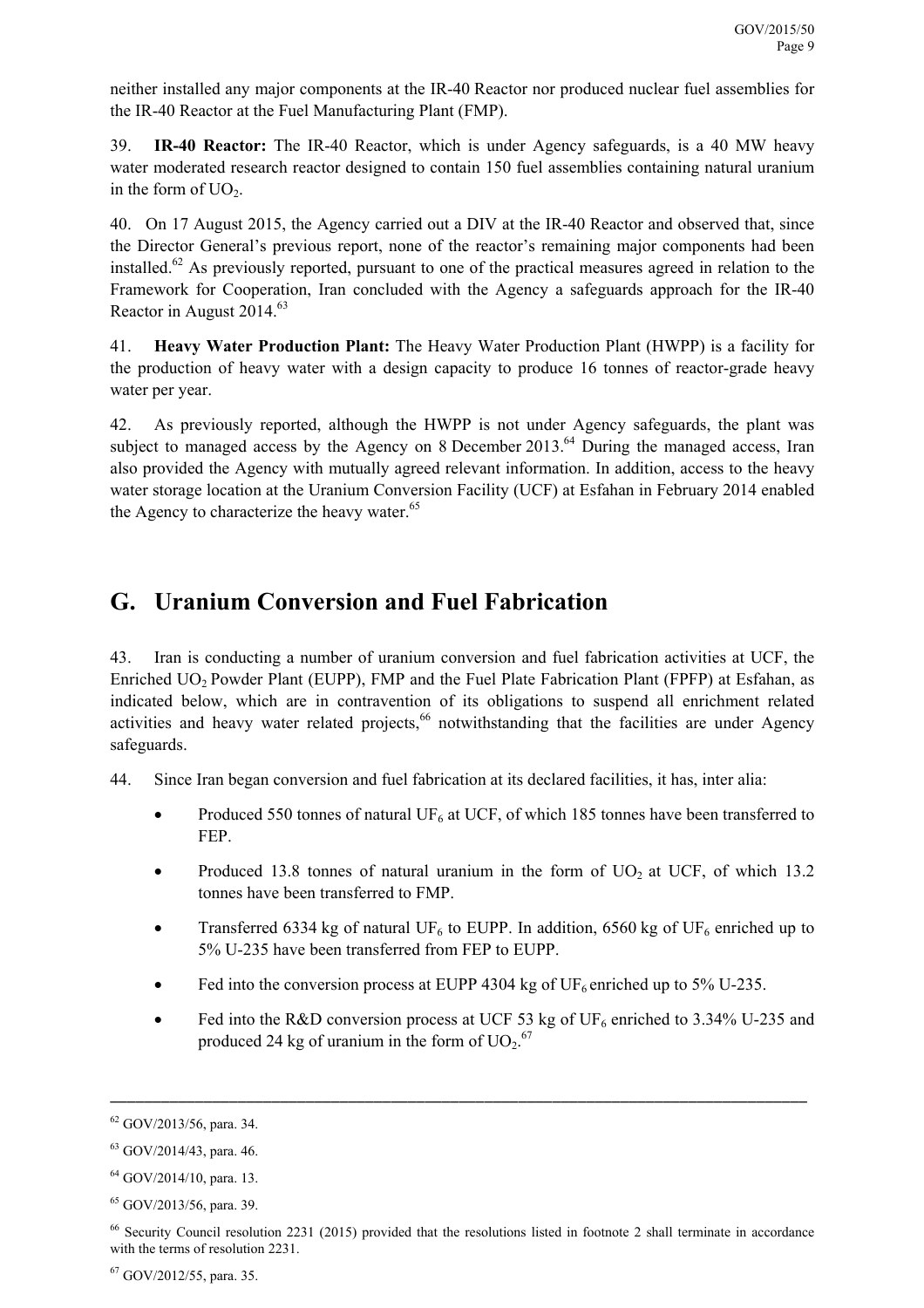neither installed any major components at the IR-40 Reactor nor produced nuclear fuel assemblies for the IR-40 Reactor at the Fuel Manufacturing Plant (FMP).

39. **IR-40 Reactor:** The IR-40 Reactor, which is under Agency safeguards, is a 40 MW heavy water moderated research reactor designed to contain 150 fuel assemblies containing natural uranium in the form of $UO_2$.

40. On 17 August 2015, the Agency carried out a DIV at the IR-40 Reactor and observed that, since the Director General's previous report, none of the reactor's remaining major components had been installed.[62] As previously reported, pursuant to one of the practical measures agreed in relation to the Framework for Cooperation, Iran concluded with the Agency a safeguards approach for the IR-40 Reactor in August 2014.[63]

41. **Heavy Water Production Plant:** The Heavy Water Production Plant (HWPP) is a facility for the production of heavy water with a design capacity to produce 16 tonnes of reactor-grade heavy water per year.

42. As previously reported, although the HWPP is not under Agency safeguards, the plant was subject to managed access by the Agency on 8 December 2013.[64] During the managed access, Iran also provided the Agency with mutually agreed relevant information. In addition, access to the heavy water storage location at the Uranium Conversion Facility (UCF) at Esfahan in February 2014 enabled the Agency to characterize the heavy water.[65]

## G. Uranium Conversion and Fuel Fabrication

43. Iran is conducting a number of uranium conversion and fuel fabrication activities at UCF, the Enriched $UO_2$ Powder Plant (EUPP), FMP and the Fuel Plate Fabrication Plant (FPFP) at Esfahan, as indicated below, which are in contravention of its obligations to suspend all enrichment related activities and heavy water related projects,[66] notwithstanding that the facilities are under Agency safeguards.

44. Since Iran began conversion and fuel fabrication at its declared facilities, it has, inter alia:

- Produced 550 tonnes of natural $UF_6$ at UCF, of which 185 tonnes have been transferred to FEP.
- Produced 13.8 tonnes of natural uranium in the form of $UO_2$ at UCF, of which 13.2 tonnes have been transferred to FMP.
- Transferred 6334 kg of natural $UF_6$ to EUPP. In addition, 6560 kg of $UF_6$ enriched up to 5% U-235 have been transferred from FEP to EUPP.
- Fed into the conversion process at EUPP 4304 kg of $UF_6$ enriched up to 5% U-235.
- Fed into the R&D conversion process at UCF 53 kg of $UF_6$ enriched to 3.34% U-235 and produced 24 kg of uranium in the form of $UO_2$.[67]

---

[62] GOV/2013/56, para. 34.

[63] GOV/2014/43, para. 46.

[64] GOV/2014/10, para. 13.

[65] GOV/2013/56, para. 39.

[66] Security Council resolution 2231 (2015) provided that the resolutions listed in footnote 2 shall terminate in accordance with the terms of resolution 2231.

[67] GOV/2012/55, para. 35.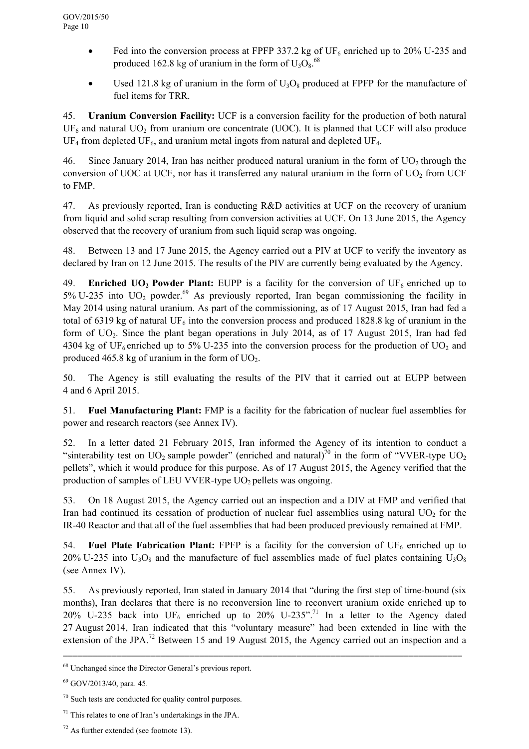- Fed into the conversion process at FPFP 337.2 kg of $UF_6$ enriched up to 20% U-235 and produced 162.8 kg of uranium in the form of $U_3O_8$.[68]

- Used 121.8 kg of uranium in the form of $U_3O_8$ produced at FPFP for the manufacture of fuel items for TRR.

45. **Uranium Conversion Facility:** UCF is a conversion facility for the production of both natural $UF_6$ and natural $UO_2$ from uranium ore concentrate (UOC). It is planned that UCF will also produce $UF_4$ from depleted $UF_6$, and uranium metal ingots from natural and depleted $UF_4$.

46. Since January 2014, Iran has neither produced natural uranium in the form of $UO_2$ through the conversion of UOC at UCF, nor has it transferred any natural uranium in the form of $UO_2$ from UCF to FMP.

47. As previously reported, Iran is conducting R&D activities at UCF on the recovery of uranium from liquid and solid scrap resulting from conversion activities at UCF. On 13 June 2015, the Agency observed that the recovery of uranium from such liquid scrap was ongoing.

48. Between 13 and 17 June 2015, the Agency carried out a PIV at UCF to verify the inventory as declared by Iran on 12 June 2015. The results of the PIV are currently being evaluated by the Agency.

49. **Enriched $UO_2$ Powder Plant:** EUPP is a facility for the conversion of $UF_6$ enriched up to 5% U-235 into $UO_2$ powder.[69] As previously reported, Iran began commissioning the facility in May 2014 using natural uranium. As part of the commissioning, as of 17 August 2015, Iran had fed a total of 6319 kg of natural $UF_6$ into the conversion process and produced 1828.8 kg of uranium in the form of $UO_2$. Since the plant began operations in July 2014, as of 17 August 2015, Iran had fed 4304 kg of $UF_6$ enriched up to 5% U-235 into the conversion process for the production of $UO_2$ and produced 465.8 kg of uranium in the form of $UO_2$.

50. The Agency is still evaluating the results of the PIV that it carried out at EUPP between 4 and 6 April 2015.

51. **Fuel Manufacturing Plant:** FMP is a facility for the fabrication of nuclear fuel assemblies for power and research reactors (see Annex IV).

52. In a letter dated 21 February 2015, Iran informed the Agency of its intention to conduct a "sinterability test on $UO_2$ sample powder" (enriched and natural)[70] in the form of "VVER-type $UO_2$ pellets", which it would produce for this purpose. As of 17 August 2015, the Agency verified that the production of samples of LEU VVER-type $UO_2$ pellets was ongoing.

53. On 18 August 2015, the Agency carried out an inspection and a DIV at FMP and verified that Iran had continued its cessation of production of nuclear fuel assemblies using natural $UO_2$ for the IR-40 Reactor and that all of the fuel assemblies that had been produced previously remained at FMP.

54. **Fuel Plate Fabrication Plant:** FPFP is a facility for the conversion of $UF_6$ enriched up to 20% U-235 into $U_3O_8$ and the manufacture of fuel assemblies made of fuel plates containing $U_3O_8$ (see Annex IV).

55. As previously reported, Iran stated in January 2014 that "during the first step of time-bound (six months), Iran declares that there is no reconversion line to reconvert uranium oxide enriched up to 20% U-235 back into $UF_6$ enriched up to 20% U-235".[71] In a letter to the Agency dated 27 August 2014, Iran indicated that this "voluntary measure" had been extended in line with the extension of the JPA.[72] Between 15 and 19 August 2015, the Agency carried out an inspection and a

---

[68] Unchanged since the Director General's previous report.

[69] GOV/2013/40, para. 45.

[70] Such tests are conducted for quality control purposes.

[71] This relates to one of Iran's undertakings in the JPA.

[72] As further extended (see footnote 13).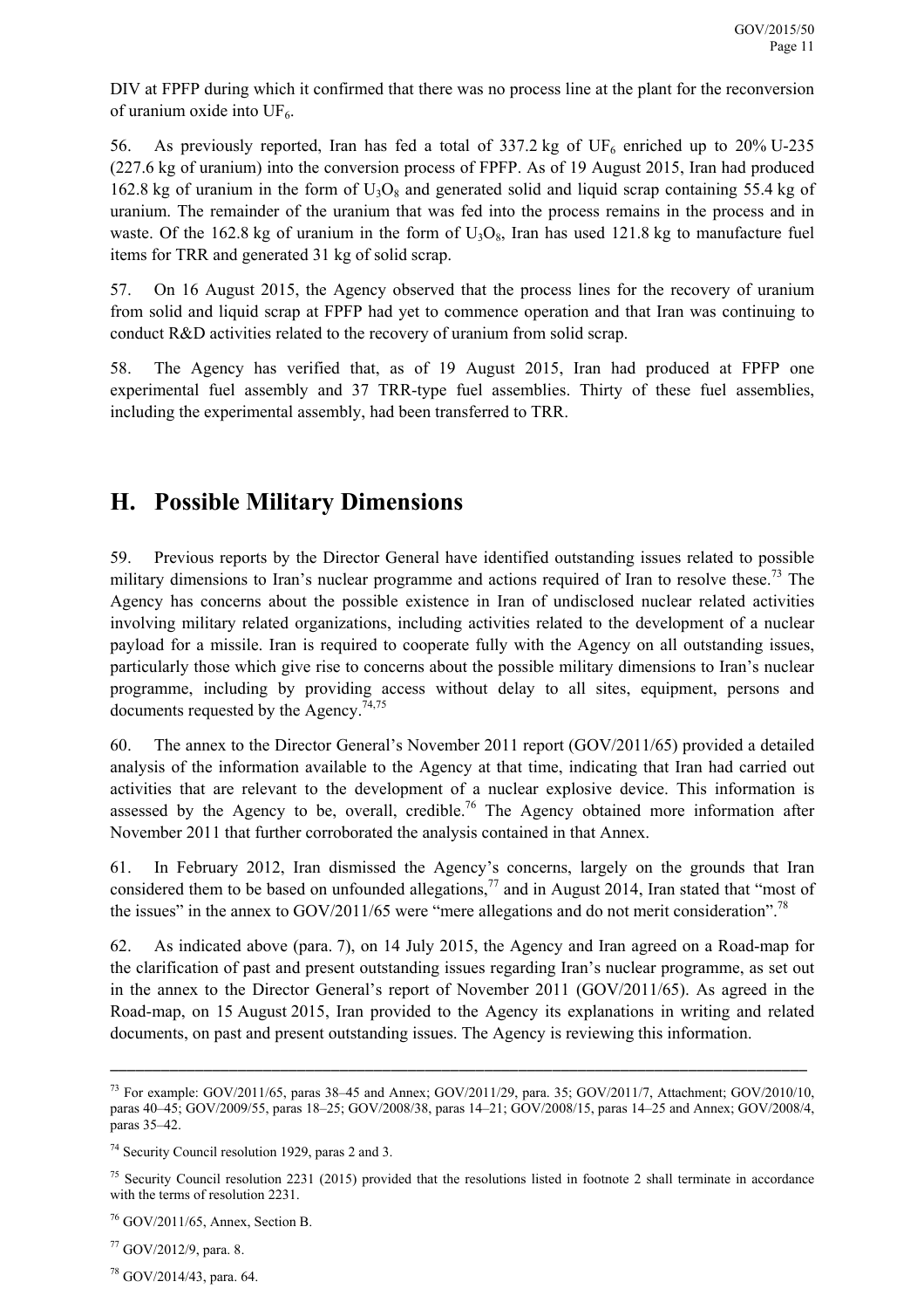DIV at FPFP during which it confirmed that there was no process line at the plant for the reconversion of uranium oxide into $UF_6$.

56. As previously reported, Iran has fed a total of 337.2 kg of $UF_6$ enriched up to 20% U-235 (227.6 kg of uranium) into the conversion process of FPFP. As of 19 August 2015, Iran had produced 162.8 kg of uranium in the form of $U_3O_8$ and generated solid and liquid scrap containing 55.4 kg of uranium. The remainder of the uranium that was fed into the process remains in the process and in waste. Of the 162.8 kg of uranium in the form of $U_3O_8$, Iran has used 121.8 kg to manufacture fuel items for TRR and generated 31 kg of solid scrap.

57. On 16 August 2015, the Agency observed that the process lines for the recovery of uranium from solid and liquid scrap at FPFP had yet to commence operation and that Iran was continuing to conduct R&D activities related to the recovery of uranium from solid scrap.

58. The Agency has verified that, as of 19 August 2015, Iran had produced at FPFP one experimental fuel assembly and 37 TRR-type fuel assemblies. Thirty of these fuel assemblies, including the experimental assembly, had been transferred to TRR.

## H. Possible Military Dimensions

59. Previous reports by the Director General have identified outstanding issues related to possible military dimensions to Iran's nuclear programme and actions required of Iran to resolve these.[73] The Agency has concerns about the possible existence in Iran of undisclosed nuclear related activities involving military related organizations, including activities related to the development of a nuclear payload for a missile. Iran is required to cooperate fully with the Agency on all outstanding issues, particularly those which give rise to concerns about the possible military dimensions to Iran's nuclear programme, including by providing access without delay to all sites, equipment, persons and documents requested by the Agency.[74,75]

60. The annex to the Director General's November 2011 report (GOV/2011/65) provided a detailed analysis of the information available to the Agency at that time, indicating that Iran had carried out activities that are relevant to the development of a nuclear explosive device. This information is assessed by the Agency to be, overall, credible.[76] The Agency obtained more information after November 2011 that further corroborated the analysis contained in that Annex.

61. In February 2012, Iran dismissed the Agency's concerns, largely on the grounds that Iran considered them to be based on unfounded allegations,[77] and in August 2014, Iran stated that "most of the issues" in the annex to GOV/2011/65 were "mere allegations and do not merit consideration".[78]

62. As indicated above (para. 7), on 14 July 2015, the Agency and Iran agreed on a Road-map for the clarification of past and present outstanding issues regarding Iran's nuclear programme, as set out in the annex to the Director General's report of November 2011 (GOV/2011/65). As agreed in the Road-map, on 15 August 2015, Iran provided to the Agency its explanations in writing and related documents, on past and present outstanding issues. The Agency is reviewing this information.

---

[73] For example: GOV/2011/65, paras 38–45 and Annex; GOV/2011/29, para. 35; GOV/2011/7, Attachment; GOV/2010/10, paras 40–45; GOV/2009/55, paras 18–25; GOV/2008/38, paras 14–21; GOV/2008/15, paras 14–25 and Annex; GOV/2008/4, paras 35–42.

[74] Security Council resolution 1929, paras 2 and 3.

[75] Security Council resolution 2231 (2015) provided that the resolutions listed in footnote 2 shall terminate in accordance with the terms of resolution 2231.

[76] GOV/2011/65, Annex, Section B.

[77] GOV/2012/9, para. 8.

[78] GOV/2014/43, para. 64.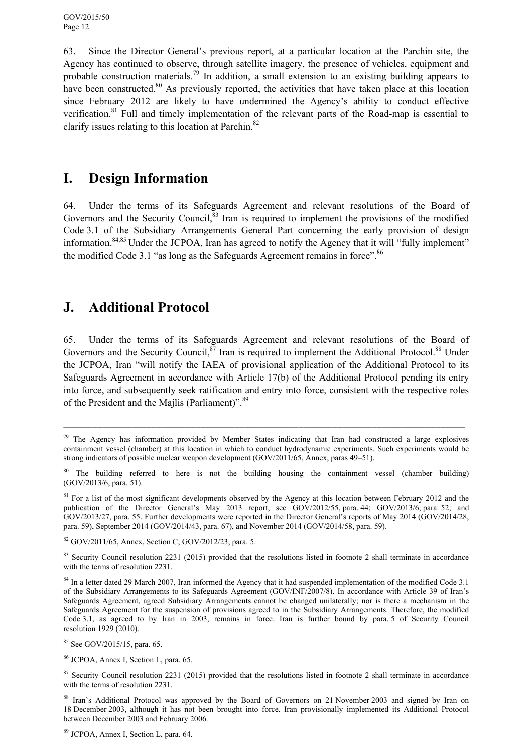63. Since the Director General's previous report, at a particular location at the Parchin site, the Agency has continued to observe, through satellite imagery, the presence of vehicles, equipment and probable construction materials.[79] In addition, a small extension to an existing building appears to have been constructed.[80] As previously reported, the activities that have taken place at this location since February 2012 are likely to have undermined the Agency's ability to conduct effective verification.[81] Full and timely implementation of the relevant parts of the Road-map is essential to clarify issues relating to this location at Parchin.[82]

## I. Design Information

64. Under the terms of its Safeguards Agreement and relevant resolutions of the Board of Governors and the Security Council,[83] Iran is required to implement the provisions of the modified Code 3.1 of the Subsidiary Arrangements General Part concerning the early provision of design information.[84,85] Under the JCPOA, Iran has agreed to notify the Agency that it will "fully implement" the modified Code 3.1 "as long as the Safeguards Agreement remains in force".[86]

## J. Additional Protocol

65. Under the terms of its Safeguards Agreement and relevant resolutions of the Board of Governors and the Security Council,[87] Iran is required to implement the Additional Protocol.[88] Under the JCPOA, Iran "will notify the IAEA of provisional application of the Additional Protocol to its Safeguards Agreement in accordance with Article 17(b) of the Additional Protocol pending its entry into force, and subsequently seek ratification and entry into force, consistent with the respective roles of the President and the Majlis (Parliament)".[89]

---

[79] The Agency has information provided by Member States indicating that Iran had constructed a large explosives containment vessel (chamber) at this location in which to conduct hydrodynamic experiments. Such experiments would be strong indicators of possible nuclear weapon development (GOV/2011/65, Annex, paras 49–51).

[80] The building referred to here is not the building housing the containment vessel (chamber building) (GOV/2013/6, para. 51).

[81] For a list of the most significant developments observed by the Agency at this location between February 2012 and the publication of the Director General's May 2013 report, see GOV/2012/55, para. 44; GOV/2013/6, para. 52; and GOV/2013/27, para. 55. Further developments were reported in the Director General's reports of May 2014 (GOV/2014/28, para. 59), September 2014 (GOV/2014/43, para. 67), and November 2014 (GOV/2014/58, para. 59).

[82] GOV/2011/65, Annex, Section C; GOV/2012/23, para. 5.

[83] Security Council resolution 2231 (2015) provided that the resolutions listed in footnote 2 shall terminate in accordance with the terms of resolution 2231.

[84] In a letter dated 29 March 2007, Iran informed the Agency that it had suspended implementation of the modified Code 3.1 of the Subsidiary Arrangements to its Safeguards Agreement (GOV/INF/2007/8). In accordance with Article 39 of Iran's Safeguards Agreement, agreed Subsidiary Arrangements cannot be changed unilaterally; nor is there a mechanism in the Safeguards Agreement for the suspension of provisions agreed to in the Subsidiary Arrangements. Therefore, the modified Code 3.1, as agreed to by Iran in 2003, remains in force. Iran is further bound by para. 5 of Security Council resolution 1929 (2010).

[85] See GOV/2015/15, para. 65.

[86] JCPOA, Annex I, Section L, para. 65.

[87] Security Council resolution 2231 (2015) provided that the resolutions listed in footnote 2 shall terminate in accordance with the terms of resolution 2231.

[88] Iran's Additional Protocol was approved by the Board of Governors on 21 November 2003 and signed by Iran on 18 December 2003, although it has not been brought into force. Iran provisionally implemented its Additional Protocol between December 2003 and February 2006.

[89] JCPOA, Annex I, Section L, para. 64.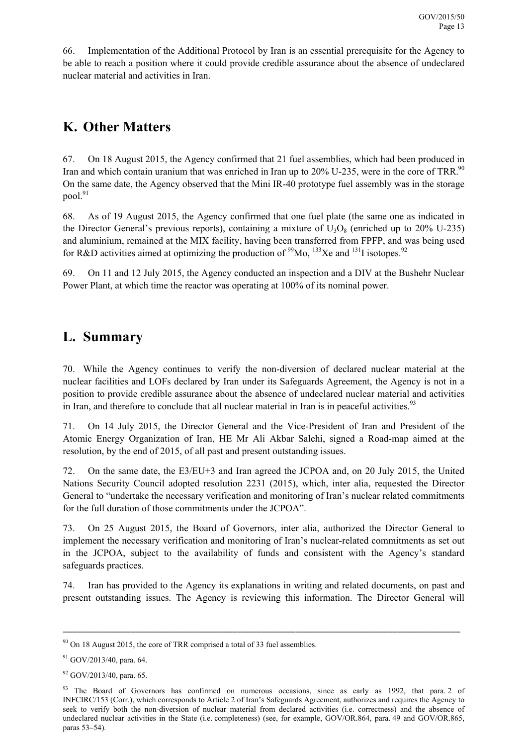66. Implementation of the Additional Protocol by Iran is an essential prerequisite for the Agency to be able to reach a position where it could provide credible assurance about the absence of undeclared nuclear material and activities in Iran.

## K. Other Matters

67. On 18 August 2015, the Agency confirmed that 21 fuel assemblies, which had been produced in Iran and which contain uranium that was enriched in Iran up to 20% U-235, were in the core of TRR.[90] On the same date, the Agency observed that the Mini IR-40 prototype fuel assembly was in the storage pool.[91]

68. As of 19 August 2015, the Agency confirmed that one fuel plate (the same one as indicated in the Director General's previous reports), containing a mixture of $U_3O_8$ (enriched up to 20% U-235) and aluminium, remained at the MIX facility, having been transferred from FPFP, and was being used for R&D activities aimed at optimizing the production of $^{99}$Mo, $^{133}$Xe and $^{131}$I isotopes.[92]

69. On 11 and 12 July 2015, the Agency conducted an inspection and a DIV at the Bushehr Nuclear Power Plant, at which time the reactor was operating at 100% of its nominal power.

## L. Summary

70. While the Agency continues to verify the non-diversion of declared nuclear material at the nuclear facilities and LOFs declared by Iran under its Safeguards Agreement, the Agency is not in a position to provide credible assurance about the absence of undeclared nuclear material and activities in Iran, and therefore to conclude that all nuclear material in Iran is in peaceful activities.[93]

71. On 14 July 2015, the Director General and the Vice-President of Iran and President of the Atomic Energy Organization of Iran, HE Mr Ali Akbar Salehi, signed a Road-map aimed at the resolution, by the end of 2015, of all past and present outstanding issues.

72. On the same date, the E3/EU+3 and Iran agreed the JCPOA and, on 20 July 2015, the United Nations Security Council adopted resolution 2231 (2015), which, inter alia, requested the Director General to "undertake the necessary verification and monitoring of Iran's nuclear related commitments for the full duration of those commitments under the JCPOA".

73. On 25 August 2015, the Board of Governors, inter alia, authorized the Director General to implement the necessary verification and monitoring of Iran's nuclear-related commitments as set out in the JCPOA, subject to the availability of funds and consistent with the Agency's standard safeguards practices.

74. Iran has provided to the Agency its explanations in writing and related documents, on past and present outstanding issues. The Agency is reviewing this information. The Director General will

---

[90] On 18 August 2015, the core of TRR comprised a total of 33 fuel assemblies.

[91] GOV/2013/40, para. 64.

[92] GOV/2013/40, para. 65.

[93] The Board of Governors has confirmed on numerous occasions, since as early as 1992, that para. 2 of INFCIRC/153 (Corr.), which corresponds to Article 2 of Iran's Safeguards Agreement, authorizes and requires the Agency to seek to verify both the non-diversion of nuclear material from declared activities (i.e. correctness) and the absence of undeclared nuclear activities in the State (i.e. completeness) (see, for example, GOV/OR.864, para. 49 and GOV/OR.865, paras 53–54).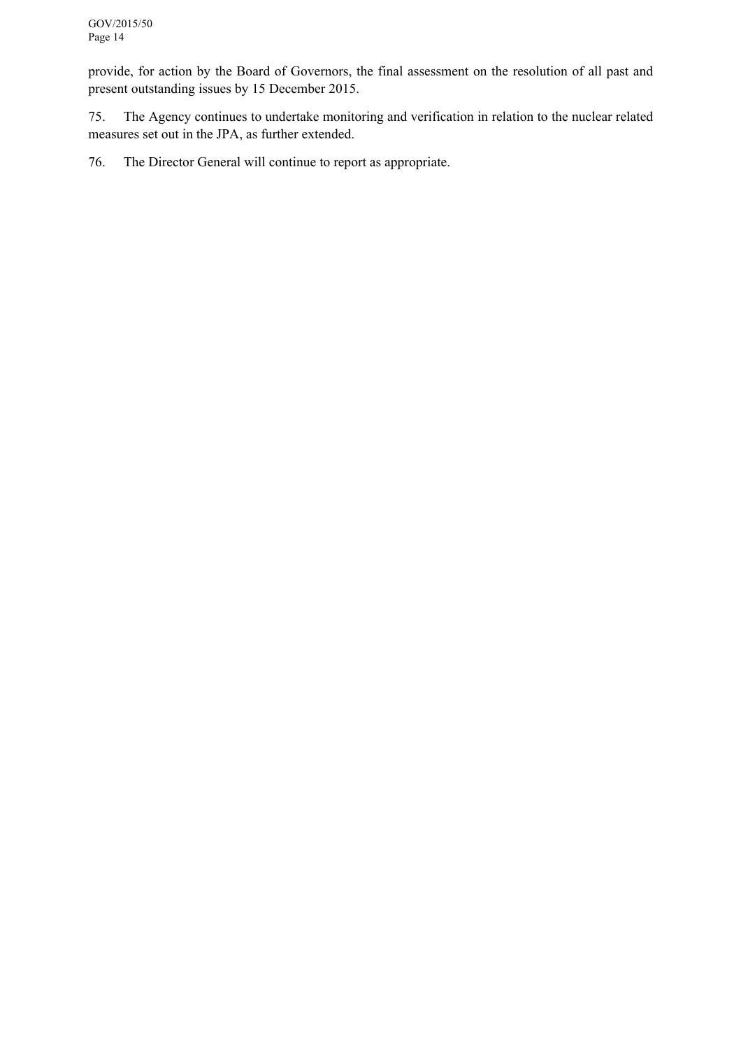provide, for action by the Board of Governors, the final assessment on the resolution of all past and present outstanding issues by 15 December 2015.

75. The Agency continues to undertake monitoring and verification in relation to the nuclear related measures set out in the JPA, as further extended.

76. The Director General will continue to report as appropriate.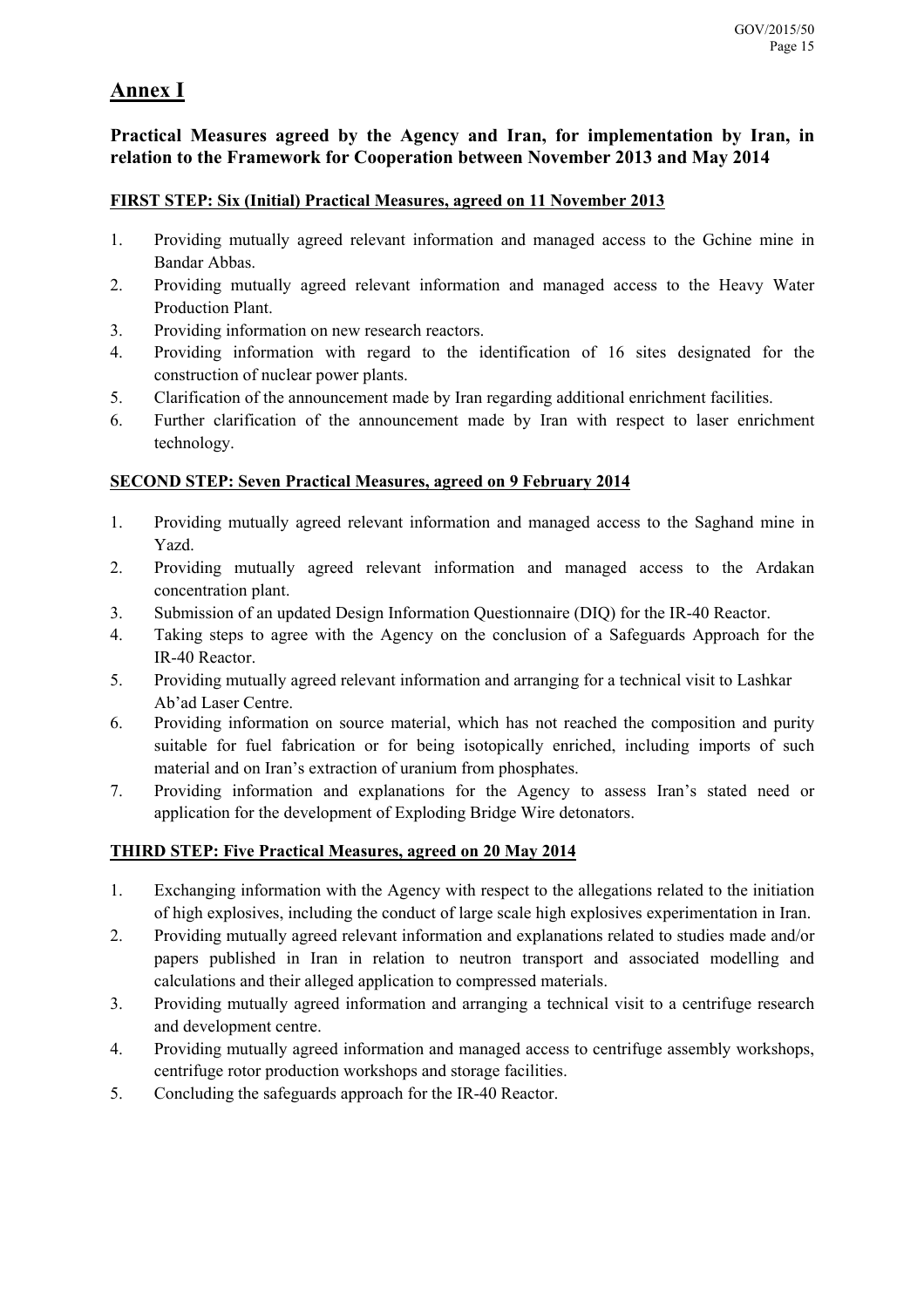# Annex I

## Practical Measures agreed by the Agency and Iran, for implementation by Iran, in relation to the Framework for Cooperation between November 2013 and May 2014

### FIRST STEP: Six (Initial) Practical Measures, agreed on 11 November 2013

1. Providing mutually agreed relevant information and managed access to the Gchine mine in Bandar Abbas.
2. Providing mutually agreed relevant information and managed access to the Heavy Water Production Plant.
3. Providing information on new research reactors.
4. Providing information with regard to the identification of 16 sites designated for the construction of nuclear power plants.
5. Clarification of the announcement made by Iran regarding additional enrichment facilities.
6. Further clarification of the announcement made by Iran with respect to laser enrichment technology.

### SECOND STEP: Seven Practical Measures, agreed on 9 February 2014

1. Providing mutually agreed relevant information and managed access to the Saghand mine in Yazd.
2. Providing mutually agreed relevant information and managed access to the Ardakan concentration plant.
3. Submission of an updated Design Information Questionnaire (DIQ) for the IR-40 Reactor.
4. Taking steps to agree with the Agency on the conclusion of a Safeguards Approach for the IR-40 Reactor.
5. Providing mutually agreed relevant information and arranging for a technical visit to Lashkar Ab'ad Laser Centre.
6. Providing information on source material, which has not reached the composition and purity suitable for fuel fabrication or for being isotopically enriched, including imports of such material and on Iran's extraction of uranium from phosphates.
7. Providing information and explanations for the Agency to assess Iran's stated need or application for the development of Exploding Bridge Wire detonators.

### THIRD STEP: Five Practical Measures, agreed on 20 May 2014

1. Exchanging information with the Agency with respect to the allegations related to the initiation of high explosives, including the conduct of large scale high explosives experimentation in Iran.
2. Providing mutually agreed relevant information and explanations related to studies made and/or papers published in Iran in relation to neutron transport and associated modelling and calculations and their alleged application to compressed materials.
3. Providing mutually agreed information and arranging a technical visit to a centrifuge research and development centre.
4. Providing mutually agreed information and managed access to centrifuge assembly workshops, centrifuge rotor production workshops and storage facilities.
5. Concluding the safeguards approach for the IR-40 Reactor.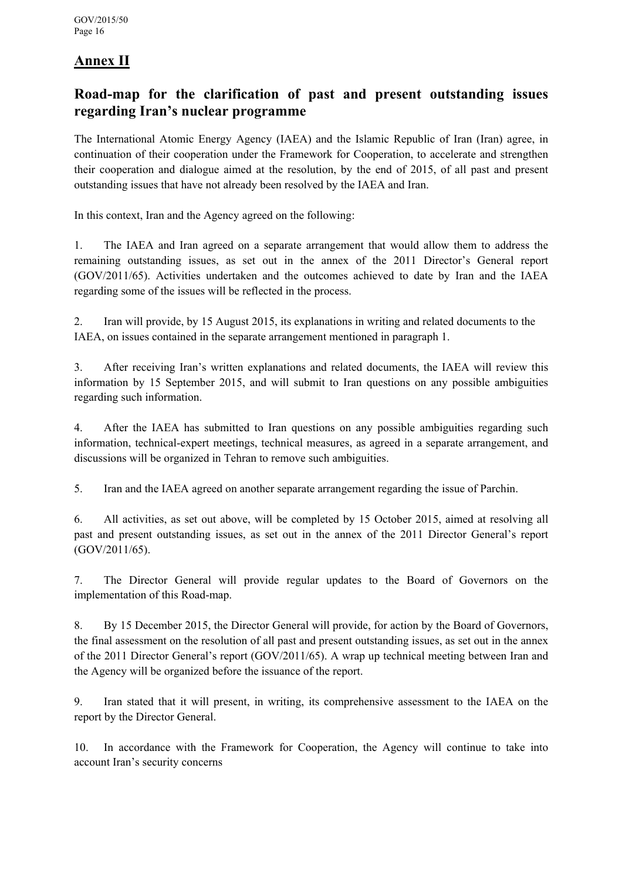## Annex II

## Road-map for the clarification of past and present outstanding issues regarding Iran's nuclear programme

The International Atomic Energy Agency (IAEA) and the Islamic Republic of Iran (Iran) agree, in continuation of their cooperation under the Framework for Cooperation, to accelerate and strengthen their cooperation and dialogue aimed at the resolution, by the end of 2015, of all past and present outstanding issues that have not already been resolved by the IAEA and Iran.

In this context, Iran and the Agency agreed on the following:

1. The IAEA and Iran agreed on a separate arrangement that would allow them to address the remaining outstanding issues, as set out in the annex of the 2011 Director's General report (GOV/2011/65). Activities undertaken and the outcomes achieved to date by Iran and the IAEA regarding some of the issues will be reflected in the process.

2. Iran will provide, by 15 August 2015, its explanations in writing and related documents to the IAEA, on issues contained in the separate arrangement mentioned in paragraph 1.

3. After receiving Iran's written explanations and related documents, the IAEA will review this information by 15 September 2015, and will submit to Iran questions on any possible ambiguities regarding such information.

4. After the IAEA has submitted to Iran questions on any possible ambiguities regarding such information, technical-expert meetings, technical measures, as agreed in a separate arrangement, and discussions will be organized in Tehran to remove such ambiguities.

5. Iran and the IAEA agreed on another separate arrangement regarding the issue of Parchin.

6. All activities, as set out above, will be completed by 15 October 2015, aimed at resolving all past and present outstanding issues, as set out in the annex of the 2011 Director General's report (GOV/2011/65).

7. The Director General will provide regular updates to the Board of Governors on the implementation of this Road-map.

8. By 15 December 2015, the Director General will provide, for action by the Board of Governors, the final assessment on the resolution of all past and present outstanding issues, as set out in the annex of the 2011 Director General's report (GOV/2011/65). A wrap up technical meeting between Iran and the Agency will be organized before the issuance of the report.

9. Iran stated that it will present, in writing, its comprehensive assessment to the IAEA on the report by the Director General.

10. In accordance with the Framework for Cooperation, the Agency will continue to take into account Iran's security concerns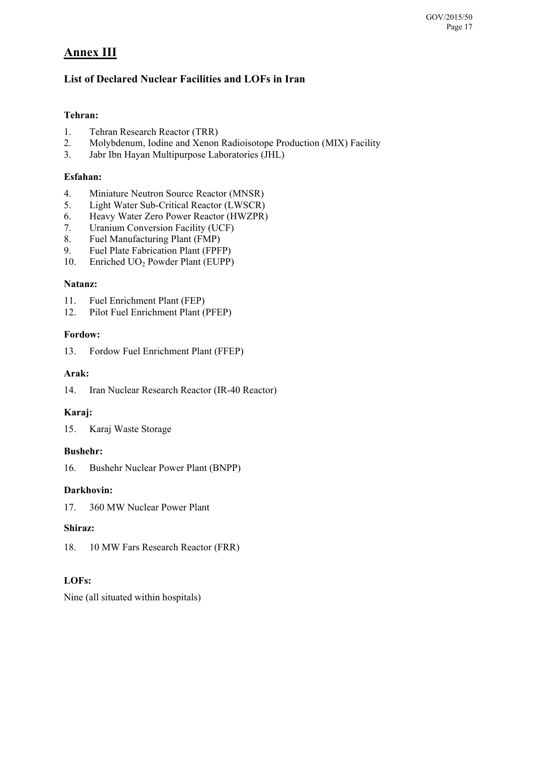# Annex III

## List of Declared Nuclear Facilities and LOFs in Iran

**Tehran:**

1. Tehran Research Reactor (TRR)
2. Molybdenum, Iodine and Xenon Radioisotope Production (MIX) Facility
3. Jabr Ibn Hayan Multipurpose Laboratories (JHL)

**Esfahan:**

4. Miniature Neutron Source Reactor (MNSR)
5. Light Water Sub-Critical Reactor (LWSCR)
6. Heavy Water Zero Power Reactor (HWZPR)
7. Uranium Conversion Facility (UCF)
8. Fuel Manufacturing Plant (FMP)
9. Fuel Plate Fabrication Plant (FPFP)
10. Enriched $UO_2$ Powder Plant (EUPP)

**Natanz:**

11. Fuel Enrichment Plant (FEP)
12. Pilot Fuel Enrichment Plant (PFEP)

**Fordow:**

13. Fordow Fuel Enrichment Plant (FFEP)

**Arak:**

14. Iran Nuclear Research Reactor (IR-40 Reactor)

**Karaj:**

15. Karaj Waste Storage

**Bushehr:**

16. Bushehr Nuclear Power Plant (BNPP)

**Darkhovin:**

17. 360 MW Nuclear Power Plant

**Shiraz:**

18. 10 MW Fars Research Reactor (FRR)

**LOFs:**

Nine (all situated within hospitals)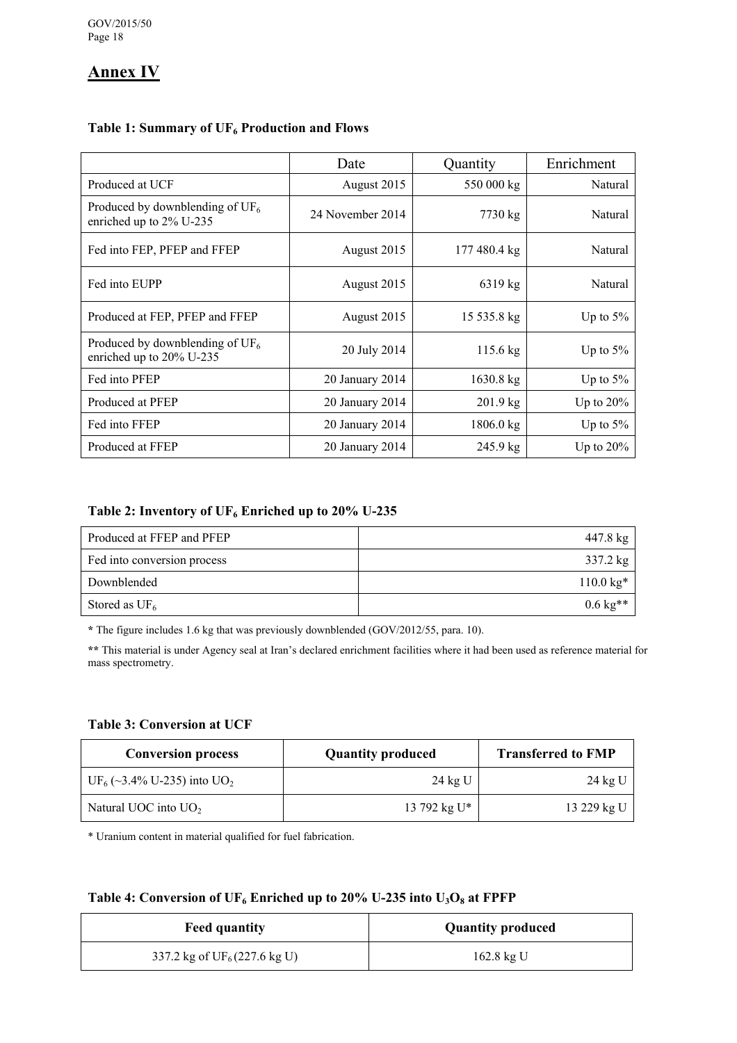# Annex IV

### Table 1: Summary of $UF_6$ Production and Flows

| | Date | Quantity | Enrichment |
|---|---|---|---|
| Produced at UCF | August 2015 | 550 000 kg | Natural |
| Produced by downblending of $UF_6$ enriched up to 2% U-235 | 24 November 2014 | 7730 kg | Natural |
| Fed into FEP, PFEP and FFEP | August 2015 | 177 480.4 kg | Natural |
| Fed into EUPP | August 2015 | 6319 kg | Natural |
| Produced at FEP, PFEP and FFEP | August 2015 | 15 535.8 kg | Up to 5% |
| Produced by downblending of $UF_6$ enriched up to 20% U-235 | 20 July 2014 | 115.6 kg | Up to 5% |
| Fed into PFEP | 20 January 2014 | 1630.8 kg | Up to 5% |
| Produced at PFEP | 20 January 2014 | 201.9 kg | Up to 20% |
| Fed into FFEP | 20 January 2014 | 1806.0 kg | Up to 5% |
| Produced at FFEP | 20 January 2014 | 245.9 kg | Up to 20% |

### Table 2: Inventory of $UF_6$ Enriched up to 20% U-235

| | |
|---|---|
| Produced at FFEP and PFEP | 447.8 kg |
| Fed into conversion process | 337.2 kg |
| Downblended | 110.0 kg* |
| Stored as $UF_6$ | 0.6 kg** |

\* The figure includes 1.6 kg that was previously downblended (GOV/2012/55, para. 10).

** This material is under Agency seal at Iran's declared enrichment facilities where it had been used as reference material for mass spectrometry.

### Table 3: Conversion at UCF

| Conversion process | Quantity produced | Transferred to FMP |
|---|---|---|
| $UF_6$ (~3.4% U-235) into $UO_2$ | 24 kg U | 24 kg U |
| Natural UOC into $UO_2$ | 13 792 kg U* | 13 229 kg U |

\* Uranium content in material qualified for fuel fabrication.

### Table 4: Conversion of $UF_6$ Enriched up to 20% U-235 into $U_3O_8$ at FPFP

| Feed quantity | Quantity produced |
|---|---|
| 337.2 kg of $UF_6$ (227.6 kg U) | 162.8 kg U |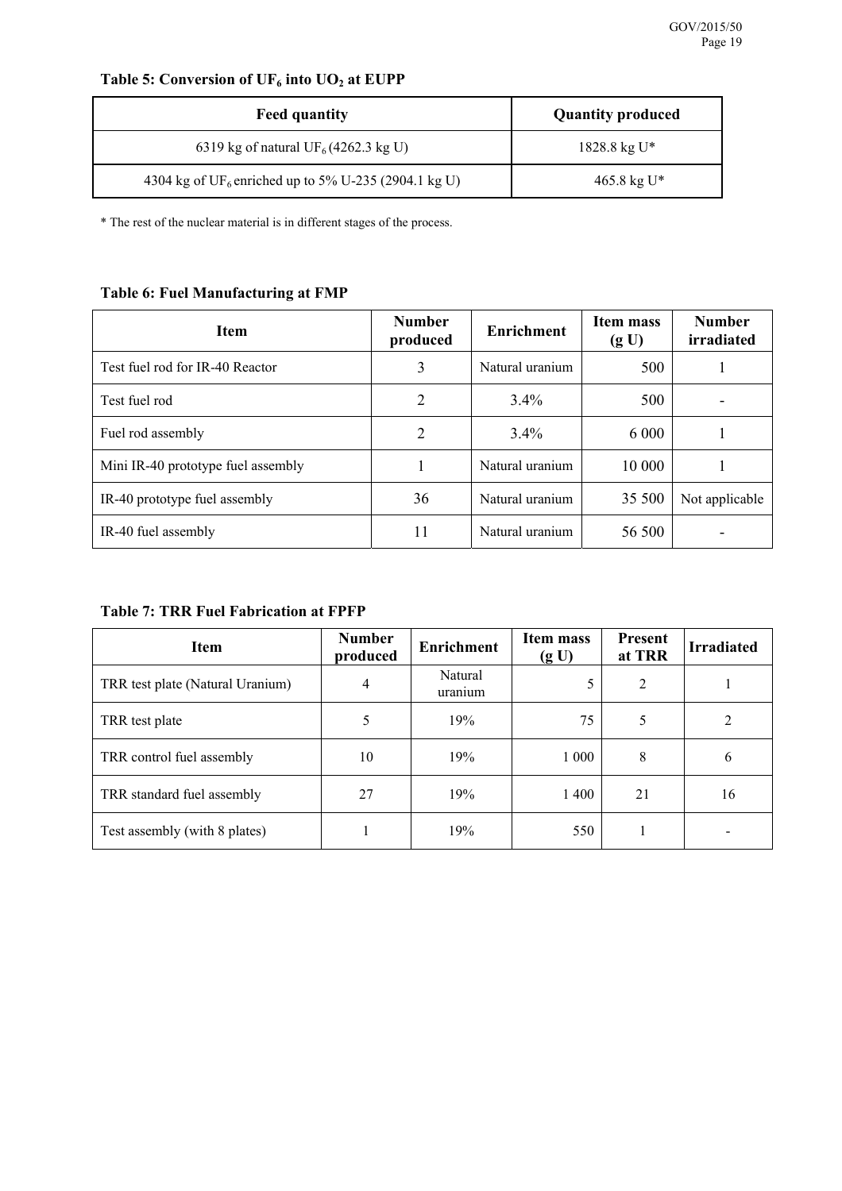**Table 5: Conversion of $UF_6$ into $UO_2$ at EUPP**

| Feed quantity | Quantity produced |
|---|---|
| 6319 kg of natural $UF_6$ (4262.3 kg U) | 1828.8 kg U* |
| 4304 kg of $UF_6$ enriched up to 5% U-235 (2904.1 kg U) | 465.8 kg U* |

\* The rest of the nuclear material is in different stages of the process.

**Table 6: Fuel Manufacturing at FMP**

| Item | Number produced | Enrichment | Item mass (g U) | Number irradiated |
|---|---|---|---|---|
| Test fuel rod for IR-40 Reactor | 3 | Natural uranium | 500 | 1 |
| Test fuel rod | 2 | 3.4% | 500 | - |
| Fuel rod assembly | 2 | 3.4% | 6 000 | 1 |
| Mini IR-40 prototype fuel assembly | 1 | Natural uranium | 10 000 | 1 |
| IR-40 prototype fuel assembly | 36 | Natural uranium | 35 500 | Not applicable |
| IR-40 fuel assembly | 11 | Natural uranium | 56 500 | - |

**Table 7: TRR Fuel Fabrication at FPFP**

| Item | Number produced | Enrichment | Item mass (g U) | Present at TRR | Irradiated |
|---|---|---|---|---|---|
| TRR test plate (Natural Uranium) | 4 | Natural uranium | 5 | 2 | 1 |
| TRR test plate | 5 | 19% | 75 | 5 | 2 |
| TRR control fuel assembly | 10 | 19% | 1 000 | 8 | 6 |
| TRR standard fuel assembly | 27 | 19% | 1 400 | 21 | 16 |
| Test assembly (with 8 plates) | 1 | 19% | 550 | 1 | - |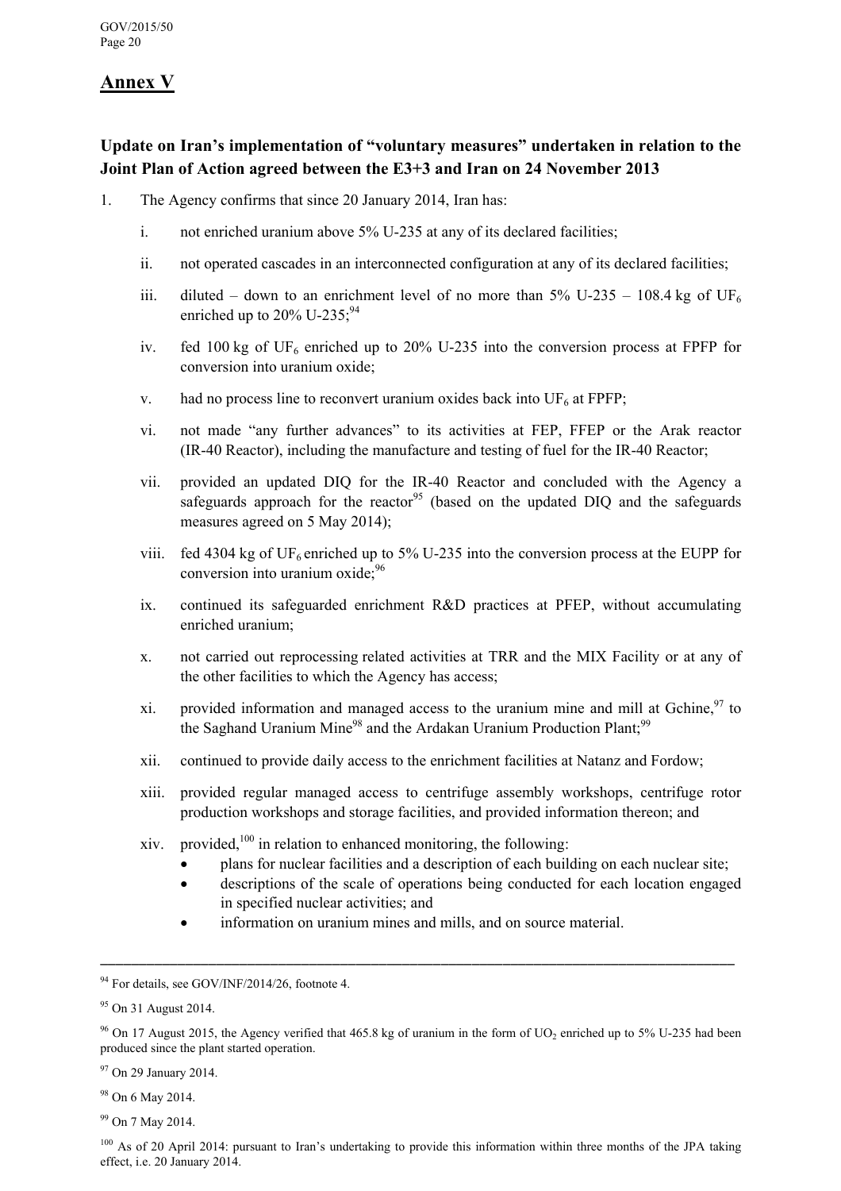# Annex V

## Update on Iran's implementation of "voluntary measures" undertaken in relation to the Joint Plan of Action agreed between the E3+3 and Iran on 24 November 2013

1. The Agency confirms that since 20 January 2014, Iran has:

   i. not enriched uranium above 5% U-235 at any of its declared facilities;

   ii. not operated cascades in an interconnected configuration at any of its declared facilities;

   iii. diluted – down to an enrichment level of no more than 5% U-235 – 108.4 kg of $UF_6$ enriched up to 20% U-235;[94]

   iv. fed 100 kg of $UF_6$ enriched up to 20% U-235 into the conversion process at FPFP for conversion into uranium oxide;

   v. had no process line to reconvert uranium oxides back into $UF_6$ at FPFP;

   vi. not made "any further advances" to its activities at FEP, FFEP or the Arak reactor (IR-40 Reactor), including the manufacture and testing of fuel for the IR-40 Reactor;

   vii. provided an updated DIQ for the IR-40 Reactor and concluded with the Agency a safeguards approach for the reactor[95] (based on the updated DIQ and the safeguards measures agreed on 5 May 2014);

   viii. fed 4304 kg of $UF_6$ enriched up to 5% U-235 into the conversion process at the EUPP for conversion into uranium oxide;[96]

   ix. continued its safeguarded enrichment R&D practices at PFEP, without accumulating enriched uranium;

   x. not carried out reprocessing related activities at TRR and the MIX Facility or at any of the other facilities to which the Agency has access;

   xi. provided information and managed access to the uranium mine and mill at Gchine,[97] to the Saghand Uranium Mine[98] and the Ardakan Uranium Production Plant;[99]

   xii. continued to provide daily access to the enrichment facilities at Natanz and Fordow;

   xiii. provided regular managed access to centrifuge assembly workshops, centrifuge rotor production workshops and storage facilities, and provided information thereon; and

   xiv. provided,[100] in relation to enhanced monitoring, the following:
      - plans for nuclear facilities and a description of each building on each nuclear site;
      - descriptions of the scale of operations being conducted for each location engaged in specified nuclear activities; and
      - information on uranium mines and mills, and on source material.

---

[94] For details, see GOV/INF/2014/26, footnote 4.

[95] On 31 August 2014.

[96] On 17 August 2015, the Agency verified that 465.8 kg of uranium in the form of $UO_2$ enriched up to 5% U-235 had been produced since the plant started operation.

[97] On 29 January 2014.

[98] On 6 May 2014.

[99] On 7 May 2014.

[100] As of 20 April 2014: pursuant to Iran's undertaking to provide this information within three months of the JPA taking effect, i.e. 20 January 2014.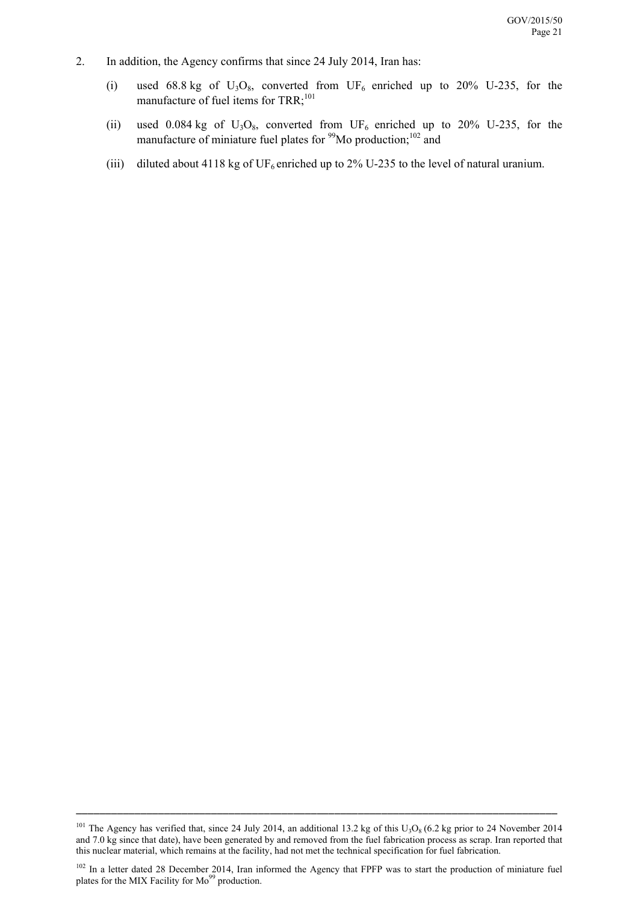2. In addition, the Agency confirms that since 24 July 2014, Iran has:

(i) used 68.8 kg of $U_3O_8$, converted from $UF_6$ enriched up to 20% U-235, for the manufacture of fuel items for TRR;[101]

(ii) used 0.084 kg of $U_3O_8$, converted from $UF_6$ enriched up to 20% U-235, for the manufacture of miniature fuel plates for $^{99}$Mo production;[102] and

(iii) diluted about 4118 kg of $UF_6$ enriched up to 2% U-235 to the level of natural uranium.

---

[101] The Agency has verified that, since 24 July 2014, an additional 13.2 kg of this $U_3O_8$ (6.2 kg prior to 24 November 2014 and 7.0 kg since that date), have been generated by and removed from the fuel fabrication process as scrap. Iran reported that this nuclear material, which remains at the facility, had not met the technical specification for fuel fabrication.

[102] In a letter dated 28 December 2014, Iran informed the Agency that FPFP was to start the production of miniature fuel plates for the MIX Facility for $Mo^{99}$ production.